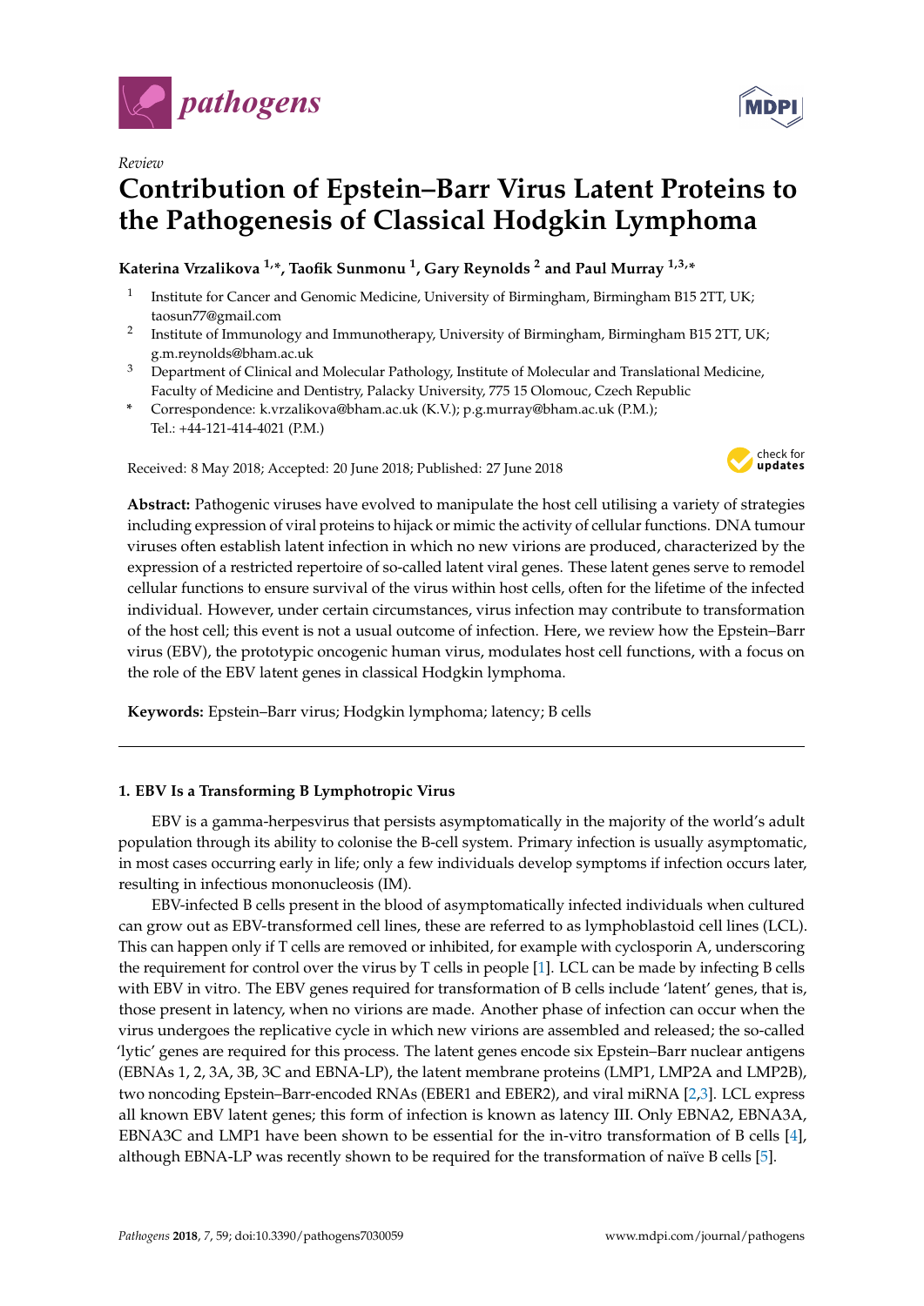*pathogens*

*Review*

# Contribution of Epstein–Barr Virus Latent Proteins to the Pathogenesis of Classical Hodgkin Lymphoma

**Katerina Vrzalikova [1,*], Taofik Sunmonu [1], Gary Reynolds [2] and Paul Murray [1,3,*]**

1 Institute for Cancer and Genomic Medicine, University of Birmingham, Birmingham B15 2TT, UK; taosun77@gmail.com
2 Institute of Immunology and Immunotherapy, University of Birmingham, Birmingham B15 2TT, UK; g.m.reynolds@bham.ac.uk
3 Department of Clinical and Molecular Pathology, Institute of Molecular and Translational Medicine, Faculty of Medicine and Dentistry, Palacky University, 775 15 Olomouc, Czech Republic
* Correspondence: k.vrzalikova@bham.ac.uk (K.V.); p.g.murray@bham.ac.uk (P.M.); Tel.: +44-121-414-4021 (P.M.)

Received: 8 May 2018; Accepted: 20 June 2018; Published: 27 June 2018

**Abstract:** Pathogenic viruses have evolved to manipulate the host cell utilising a variety of strategies including expression of viral proteins to hijack or mimic the activity of cellular functions. DNA tumour viruses often establish latent infection in which no new virions are produced, characterized by the expression of a restricted repertoire of so-called latent viral genes. These latent genes serve to remodel cellular functions to ensure survival of the virus within host cells, often for the lifetime of the infected individual. However, under certain circumstances, virus infection may contribute to transformation of the host cell; this event is not a usual outcome of infection. Here, we review how the Epstein–Barr virus (EBV), the prototypic oncogenic human virus, modulates host cell functions, with a focus on the role of the EBV latent genes in classical Hodgkin lymphoma.

**Keywords:** Epstein–Barr virus; Hodgkin lymphoma; latency; B cells

## 1. EBV Is a Transforming B Lymphotropic Virus

EBV is a gamma-herpesvirus that persists asymptomatically in the majority of the world's adult population through its ability to colonise the B-cell system. Primary infection is usually asymptomatic, in most cases occurring early in life; only a few individuals develop symptoms if infection occurs later, resulting in infectious mononucleosis (IM).

EBV-infected B cells present in the blood of asymptomatically infected individuals when cultured can grow out as EBV-transformed cell lines, these are referred to as lymphoblastoid cell lines (LCL). This can happen only if T cells are removed or inhibited, for example with cyclosporin A, underscoring the requirement for control over the virus by T cells in people [1]. LCL can be made by infecting B cells with EBV in vitro. The EBV genes required for transformation of B cells include 'latent' genes, that is, those present in latency, when no virions are made. Another phase of infection can occur when the virus undergoes the replicative cycle in which new virions are assembled and released; the so-called 'lytic' genes are required for this process. The latent genes encode six Epstein–Barr nuclear antigens (EBNAs 1, 2, 3A, 3B, 3C and EBNA-LP), the latent membrane proteins (LMP1, LMP2A and LMP2B), two noncoding Epstein–Barr-encoded RNAs (EBER1 and EBER2), and viral miRNA [2,3]. LCL express all known EBV latent genes; this form of infection is known as latency III. Only EBNA2, EBNA3A, EBNA3C and LMP1 have been shown to be essential for the in-vitro transformation of B cells [4], although EBNA-LP was recently shown to be required for the transformation of naïve B cells [5].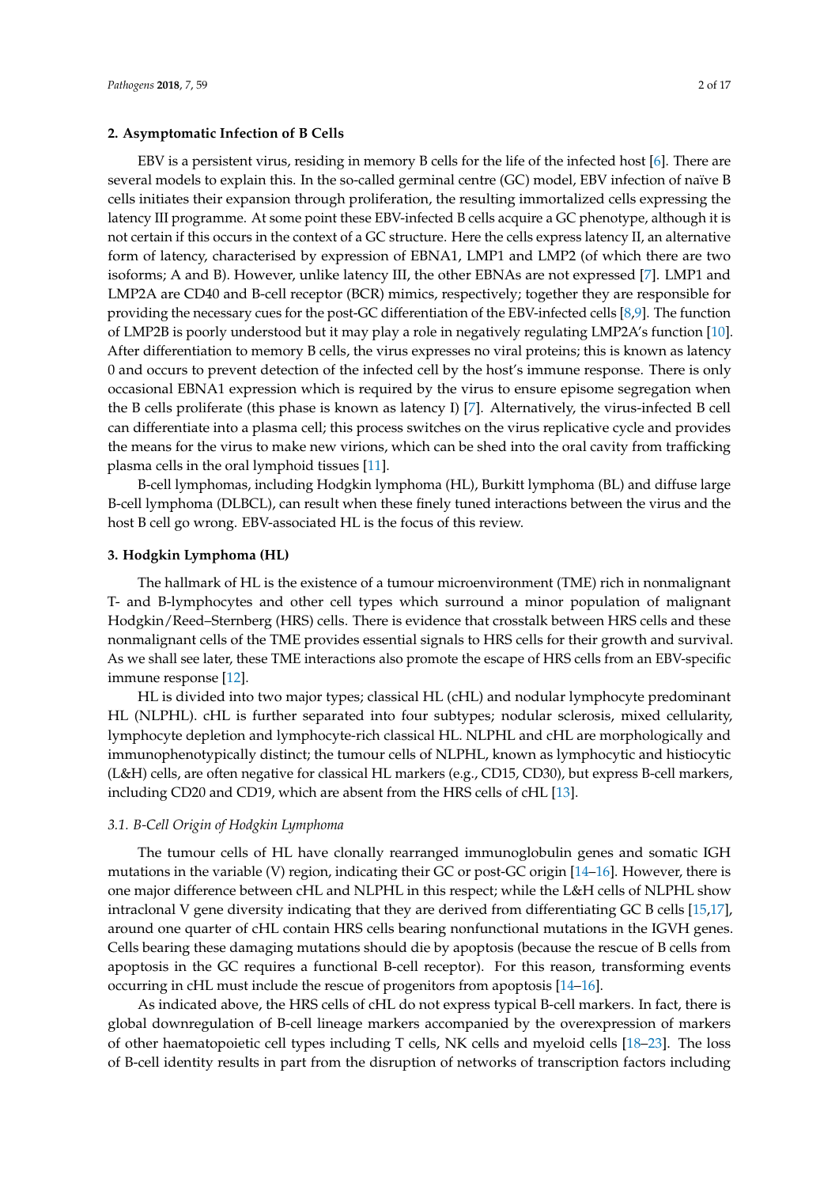## 2. Asymptomatic Infection of B Cells

EBV is a persistent virus, residing in memory B cells for the life of the infected host [6]. There are several models to explain this. In the so-called germinal centre (GC) model, EBV infection of naïve B cells initiates their expansion through proliferation, the resulting immortalized cells expressing the latency III programme. At some point these EBV-infected B cells acquire a GC phenotype, although it is not certain if this occurs in the context of a GC structure. Here the cells express latency II, an alternative form of latency, characterised by expression of EBNA1, LMP1 and LMP2 (of which there are two isoforms; A and B). However, unlike latency III, the other EBNAs are not expressed [7]. LMP1 and LMP2A are CD40 and B-cell receptor (BCR) mimics, respectively; together they are responsible for providing the necessary cues for the post-GC differentiation of the EBV-infected cells [8,9]. The function of LMP2B is poorly understood but it may play a role in negatively regulating LMP2A's function [10]. After differentiation to memory B cells, the virus expresses no viral proteins; this is known as latency 0 and occurs to prevent detection of the infected cell by the host's immune response. There is only occasional EBNA1 expression which is required by the virus to ensure episome segregation when the B cells proliferate (this phase is known as latency I) [7]. Alternatively, the virus-infected B cell can differentiate into a plasma cell; this process switches on the virus replicative cycle and provides the means for the virus to make new virions, which can be shed into the oral cavity from trafficking plasma cells in the oral lymphoid tissues [11].

B-cell lymphomas, including Hodgkin lymphoma (HL), Burkitt lymphoma (BL) and diffuse large B-cell lymphoma (DLBCL), can result when these finely tuned interactions between the virus and the host B cell go wrong. EBV-associated HL is the focus of this review.

## 3. Hodgkin Lymphoma (HL)

The hallmark of HL is the existence of a tumour microenvironment (TME) rich in nonmalignant T- and B-lymphocytes and other cell types which surround a minor population of malignant Hodgkin/Reed–Sternberg (HRS) cells. There is evidence that crosstalk between HRS cells and these nonmalignant cells of the TME provides essential signals to HRS cells for their growth and survival. As we shall see later, these TME interactions also promote the escape of HRS cells from an EBV-specific immune response [12].

HL is divided into two major types; classical HL (cHL) and nodular lymphocyte predominant HL (NLPHL). cHL is further separated into four subtypes; nodular sclerosis, mixed cellularity, lymphocyte depletion and lymphocyte-rich classical HL. NLPHL and cHL are morphologically and immunophenotypically distinct; the tumour cells of NLPHL, known as lymphocytic and histiocytic (L&H) cells, are often negative for classical HL markers (e.g., CD15, CD30), but express B-cell markers, including CD20 and CD19, which are absent from the HRS cells of cHL [13].

### *3.1. B-Cell Origin of Hodgkin Lymphoma*

The tumour cells of HL have clonally rearranged immunoglobulin genes and somatic IGH mutations in the variable (V) region, indicating their GC or post-GC origin [14–16]. However, there is one major difference between cHL and NLPHL in this respect; while the L&H cells of NLPHL show intraclonal V gene diversity indicating that they are derived from differentiating GC B cells [15,17], around one quarter of cHL contain HRS cells bearing nonfunctional mutations in the IGVH genes. Cells bearing these damaging mutations should die by apoptosis (because the rescue of B cells from apoptosis in the GC requires a functional B-cell receptor). For this reason, transforming events occurring in cHL must include the rescue of progenitors from apoptosis [14–16].

As indicated above, the HRS cells of cHL do not express typical B-cell markers. In fact, there is global downregulation of B-cell lineage markers accompanied by the overexpression of markers of other haematopoietic cell types including T cells, NK cells and myeloid cells [18–23]. The loss of B-cell identity results in part from the disruption of networks of transcription factors including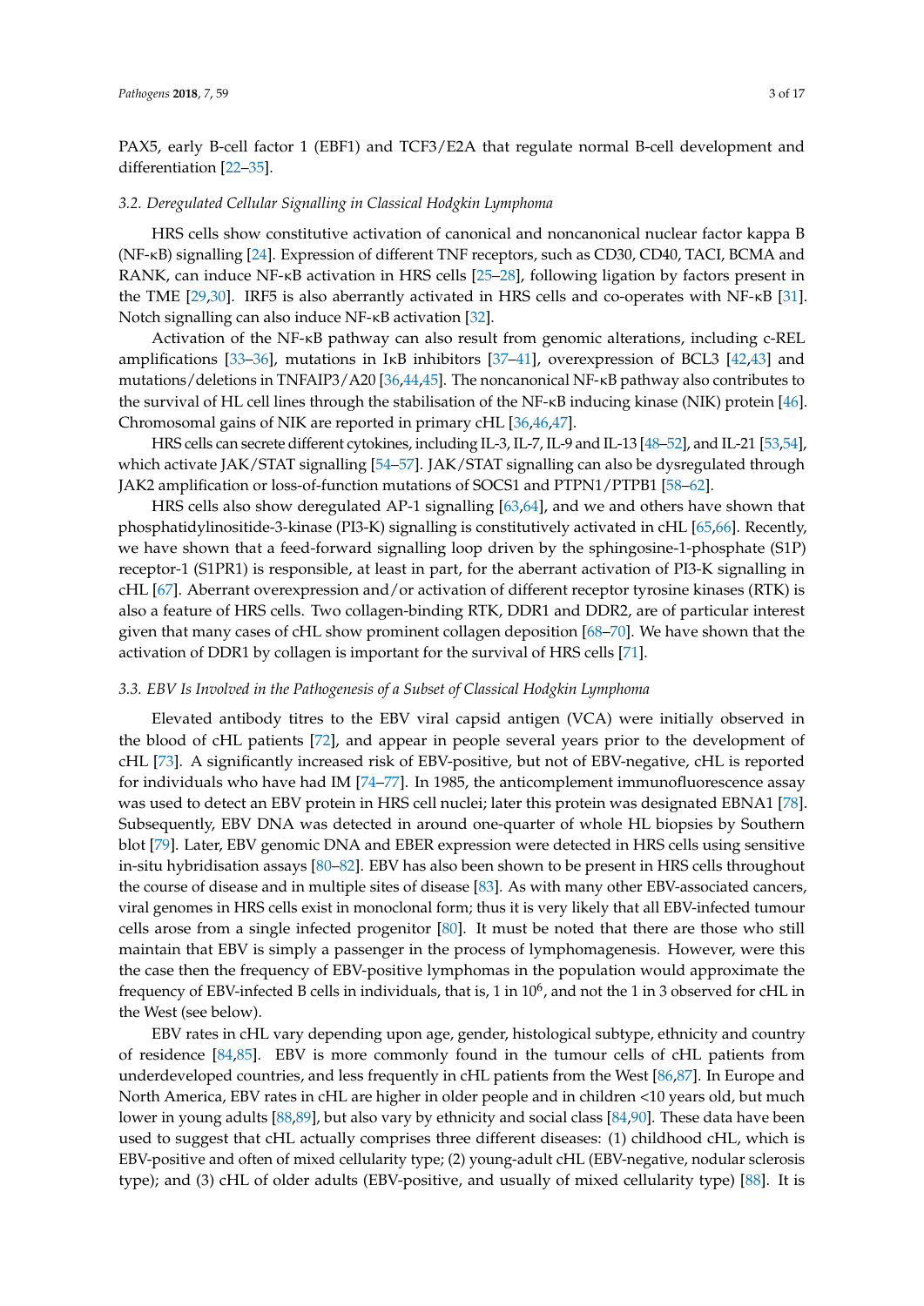PAX5, early B-cell factor 1 (EBF1) and TCF3/E2A that regulate normal B-cell development and differentiation [22–35].

### 3.2. Deregulated Cellular Signalling in Classical Hodgkin Lymphoma

HRS cells show constitutive activation of canonical and noncanonical nuclear factor kappa B (NF-κB) signalling [24]. Expression of different TNF receptors, such as CD30, CD40, TACI, BCMA and RANK, can induce NF-κB activation in HRS cells [25–28], following ligation by factors present in the TME [29,30]. IRF5 is also aberrantly activated in HRS cells and co-operates with NF-κB [31]. Notch signalling can also induce NF-κB activation [32].

Activation of the NF-κB pathway can also result from genomic alterations, including c-REL amplifications [33–36], mutations in IκB inhibitors [37–41], overexpression of BCL3 [42,43] and mutations/deletions in TNFAIP3/A20 [36,44,45]. The noncanonical NF-κB pathway also contributes to the survival of HL cell lines through the stabilisation of the NF-κB inducing kinase (NIK) protein [46]. Chromosomal gains of NIK are reported in primary cHL [36,46,47].

HRS cells can secrete different cytokines, including IL-3, IL-7, IL-9 and IL-13 [48–52], and IL-21 [53,54], which activate JAK/STAT signalling [54–57]. JAK/STAT signalling can also be dysregulated through JAK2 amplification or loss-of-function mutations of SOCS1 and PTPN1/PTPB1 [58–62].

HRS cells also show deregulated AP-1 signalling [63,64], and we and others have shown that phosphatidylinositide-3-kinase (PI3-K) signalling is constitutively activated in cHL [65,66]. Recently, we have shown that a feed-forward signalling loop driven by the sphingosine-1-phosphate (S1P) receptor-1 (S1PR1) is responsible, at least in part, for the aberrant activation of PI3-K signalling in cHL [67]. Aberrant overexpression and/or activation of different receptor tyrosine kinases (RTK) is also a feature of HRS cells. Two collagen-binding RTK, DDR1 and DDR2, are of particular interest given that many cases of cHL show prominent collagen deposition [68–70]. We have shown that the activation of DDR1 by collagen is important for the survival of HRS cells [71].

### 3.3. EBV Is Involved in the Pathogenesis of a Subset of Classical Hodgkin Lymphoma

Elevated antibody titres to the EBV viral capsid antigen (VCA) were initially observed in the blood of cHL patients [72], and appear in people several years prior to the development of cHL [73]. A significantly increased risk of EBV-positive, but not of EBV-negative, cHL is reported for individuals who have had IM [74–77]. In 1985, the anticomplement immunofluorescence assay was used to detect an EBV protein in HRS cell nuclei; later this protein was designated EBNA1 [78]. Subsequently, EBV DNA was detected in around one-quarter of whole HL biopsies by Southern blot [79]. Later, EBV genomic DNA and EBER expression were detected in HRS cells using sensitive in-situ hybridisation assays [80–82]. EBV has also been shown to be present in HRS cells throughout the course of disease and in multiple sites of disease [83]. As with many other EBV-associated cancers, viral genomes in HRS cells exist in monoclonal form; thus it is very likely that all EBV-infected tumour cells arose from a single infected progenitor [80]. It must be noted that there are those who still maintain that EBV is simply a passenger in the process of lymphomagenesis. However, were this the case then the frequency of EBV-positive lymphomas in the population would approximate the frequency of EBV-infected B cells in individuals, that is, 1 in $10^6$, and not the 1 in 3 observed for cHL in the West (see below).

EBV rates in cHL vary depending upon age, gender, histological subtype, ethnicity and country of residence [84,85]. EBV is more commonly found in the tumour cells of cHL patients from underdeveloped countries, and less frequently in cHL patients from the West [86,87]. In Europe and North America, EBV rates in cHL are higher in older people and in children <10 years old, but much lower in young adults [88,89], but also vary by ethnicity and social class [84,90]. These data have been used to suggest that cHL actually comprises three different diseases: (1) childhood cHL, which is EBV-positive and often of mixed cellularity type; (2) young-adult cHL (EBV-negative, nodular sclerosis type); and (3) cHL of older adults (EBV-positive, and usually of mixed cellularity type) [88]. It is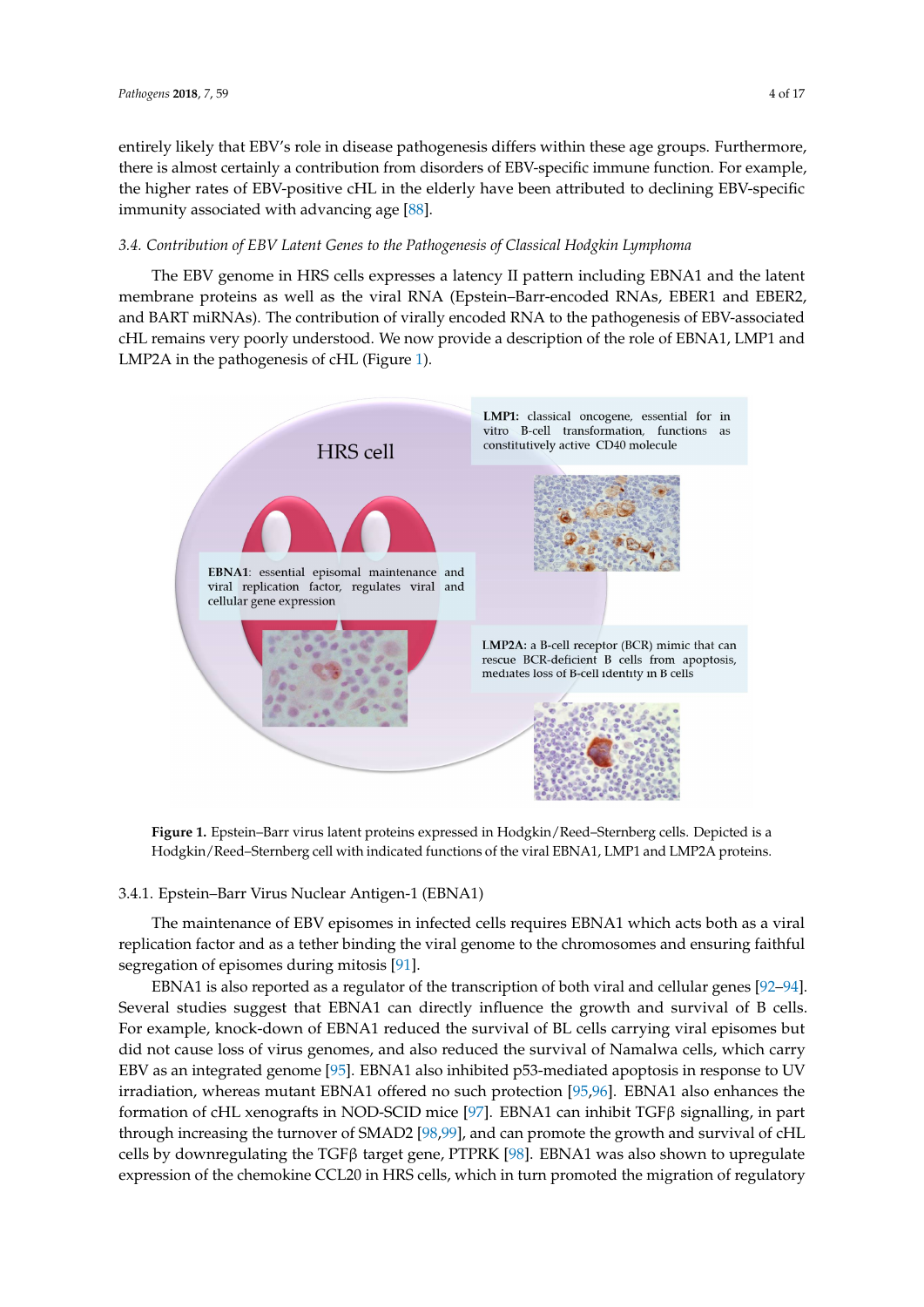entirely likely that EBV's role in disease pathogenesis differs within these age groups. Furthermore, there is almost certainly a contribution from disorders of EBV-specific immune function. For example, the higher rates of EBV-positive cHL in the elderly have been attributed to declining EBV-specific immunity associated with advancing age [88].

### 3.4. Contribution of EBV Latent Genes to the Pathogenesis of Classical Hodgkin Lymphoma

The EBV genome in HRS cells expresses a latency II pattern including EBNA1 and the latent membrane proteins as well as the viral RNA (Epstein–Barr-encoded RNAs, EBER1 and EBER2, and BART miRNAs). The contribution of virally encoded RNA to the pathogenesis of EBV-associated cHL remains very poorly understood. We now provide a description of the role of EBNA1, LMP1 and LMP2A in the pathogenesis of cHL (Figure 1).

HRS cell

**LMP1:** classical oncogene, essential for in vitro B-cell transformation, functions as constitutively active CD40 molecule

**EBNA1**: essential episomal maintenance and viral replication factor, regulates viral and cellular gene expression

**LMP2A:** a B-cell receptor (BCR) mimic that can rescue BCR-deficient B cells from apoptosis, mediates loss of B-cell identity in B cells

**Figure 1.** Epstein–Barr virus latent proteins expressed in Hodgkin/Reed–Sternberg cells. Depicted is a Hodgkin/Reed–Sternberg cell with indicated functions of the viral EBNA1, LMP1 and LMP2A proteins.

#### 3.4.1. Epstein–Barr Virus Nuclear Antigen-1 (EBNA1)

The maintenance of EBV episomes in infected cells requires EBNA1 which acts both as a viral replication factor and as a tether binding the viral genome to the chromosomes and ensuring faithful segregation of episomes during mitosis [91].

EBNA1 is also reported as a regulator of the transcription of both viral and cellular genes [92–94]. Several studies suggest that EBNA1 can directly influence the growth and survival of B cells. For example, knock-down of EBNA1 reduced the survival of BL cells carrying viral episomes but did not cause loss of virus genomes, and also reduced the survival of Namalwa cells, which carry EBV as an integrated genome [95]. EBNA1 also inhibited p53-mediated apoptosis in response to UV irradiation, whereas mutant EBNA1 offered no such protection [95,96]. EBNA1 also enhances the formation of cHL xenografts in NOD-SCID mice [97]. EBNA1 can inhibit TGFβ signalling, in part through increasing the turnover of SMAD2 [98,99], and can promote the growth and survival of cHL cells by downregulating the TGFβ target gene, PTPRK [98]. EBNA1 was also shown to upregulate expression of the chemokine CCL20 in HRS cells, which in turn promoted the migration of regulatory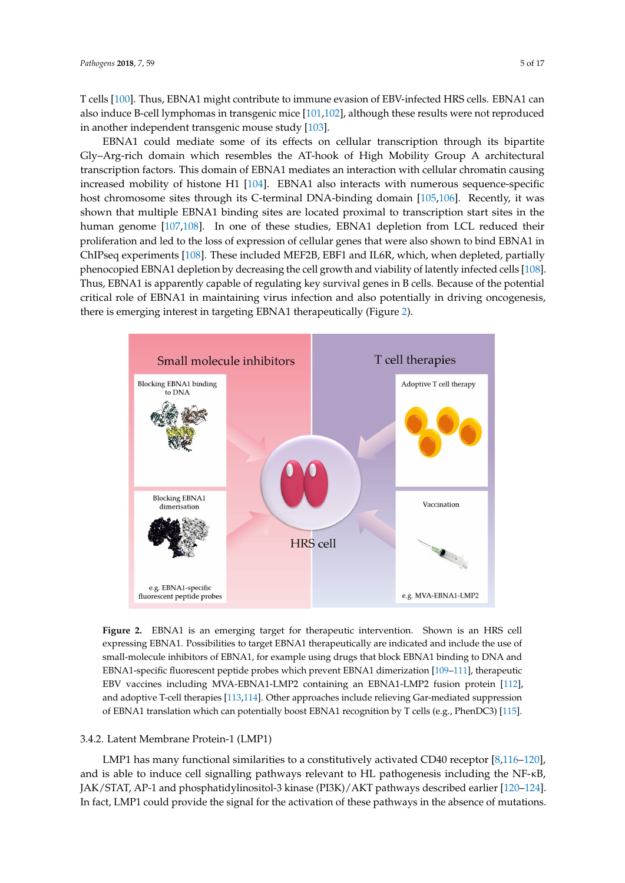T cells [100]. Thus, EBNA1 might contribute to immune evasion of EBV-infected HRS cells. EBNA1 can also induce B-cell lymphomas in transgenic mice [101,102], although these results were not reproduced in another independent transgenic mouse study [103].

EBNA1 could mediate some of its effects on cellular transcription through its bipartite Gly–Arg-rich domain which resembles the AT-hook of High Mobility Group A architectural transcription factors. This domain of EBNA1 mediates an interaction with cellular chromatin causing increased mobility of histone H1 [104]. EBNA1 also interacts with numerous sequence-specific host chromosome sites through its C-terminal DNA-binding domain [105,106]. Recently, it was shown that multiple EBNA1 binding sites are located proximal to transcription start sites in the human genome [107,108]. In one of these studies, EBNA1 depletion from LCL reduced their proliferation and led to the loss of expression of cellular genes that were also shown to bind EBNA1 in ChIPseq experiments [108]. These included MEF2B, EBF1 and IL6R, which, when depleted, partially phenocopied EBNA1 depletion by decreasing the cell growth and viability of latently infected cells [108]. Thus, EBNA1 is apparently capable of regulating key survival genes in B cells. Because of the potential critical role of EBNA1 in maintaining virus infection and also potentially in driving oncogenesis, there is emerging interest in targeting EBNA1 therapeutically (Figure 2).

Small molecule inhibitors

Blocking EBNA1 binding to DNA

Blocking EBNA1 dimerisation

e.g. EBNA1-specific fluorescent peptide probes

HRS cell

T cell therapies

Adoptive T cell therapy

Vaccination

e.g. MVA-EBNA1-LMP2

**Figure 2.** EBNA1 is an emerging target for therapeutic intervention. Shown is an HRS cell expressing EBNA1. Possibilities to target EBNA1 therapeutically are indicated and include the use of small-molecule inhibitors of EBNA1, for example using drugs that block EBNA1 binding to DNA and EBNA1-specific fluorescent peptide probes which prevent EBNA1 dimerization [109–111], therapeutic EBV vaccines including MVA-EBNA1-LMP2 containing an EBNA1-LMP2 fusion protein [112], and adoptive T-cell therapies [113,114]. Other approaches include relieving Gar-mediated suppression of EBNA1 translation which can potentially boost EBNA1 recognition by T cells (e.g., PhenDC3) [115].

#### 3.4.2. Latent Membrane Protein-1 (LMP1)

LMP1 has many functional similarities to a constitutively activated CD40 receptor [8,116–120], and is able to induce cell signalling pathways relevant to HL pathogenesis including the NF-κB, JAK/STAT, AP-1 and phosphatidylinositol-3 kinase (PI3K)/AKT pathways described earlier [120–124]. In fact, LMP1 could provide the signal for the activation of these pathways in the absence of mutations.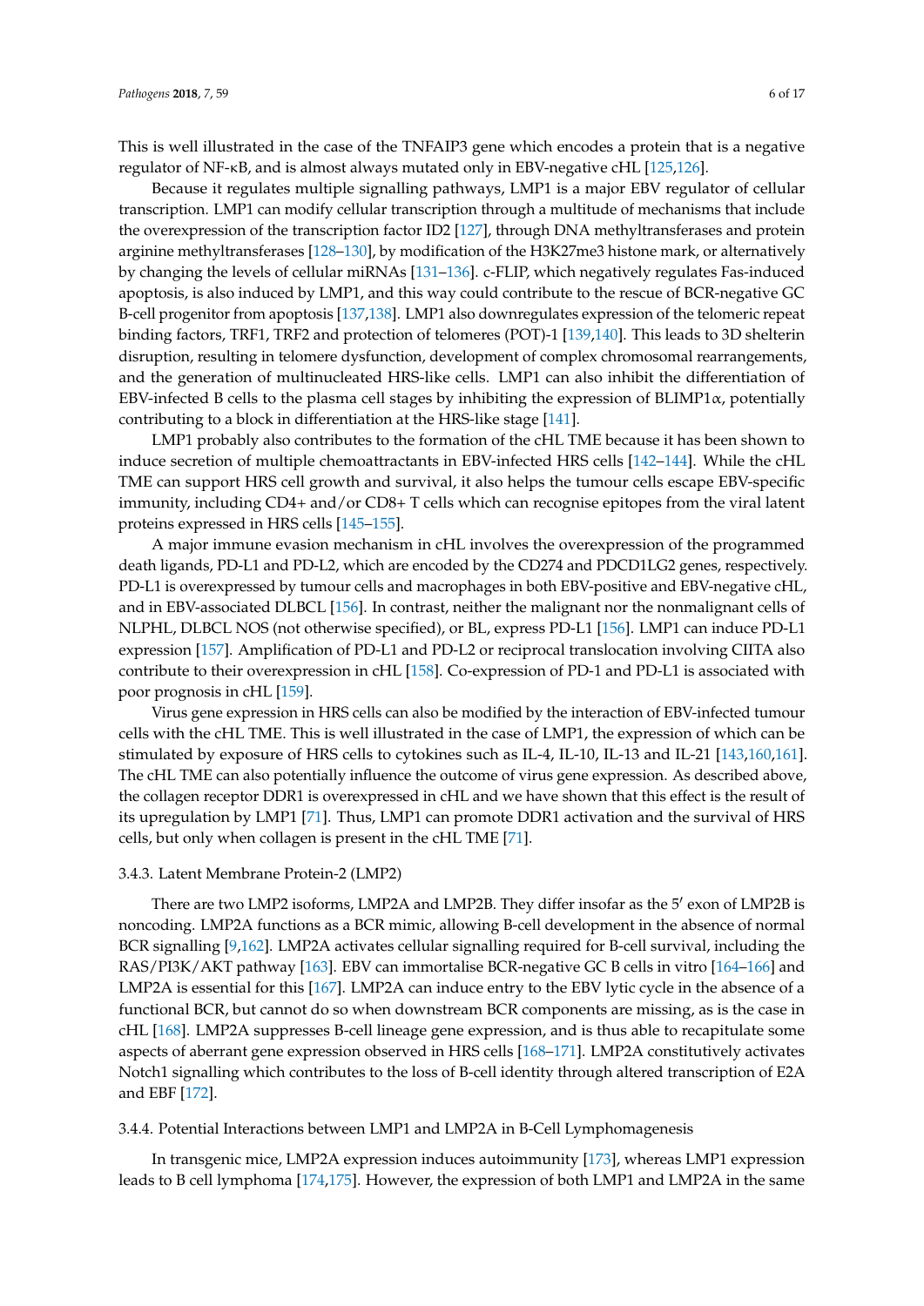This is well illustrated in the case of the TNFAIP3 gene which encodes a protein that is a negative regulator of NF-κB, and is almost always mutated only in EBV-negative cHL [125,126].

Because it regulates multiple signalling pathways, LMP1 is a major EBV regulator of cellular transcription. LMP1 can modify cellular transcription through a multitude of mechanisms that include the overexpression of the transcription factor ID2 [127], through DNA methyltransferases and protein arginine methyltransferases [128–130], by modification of the H3K27me3 histone mark, or alternatively by changing the levels of cellular miRNAs [131–136]. c-FLIP, which negatively regulates Fas-induced apoptosis, is also induced by LMP1, and this way could contribute to the rescue of BCR-negative GC B-cell progenitor from apoptosis [137,138]. LMP1 also downregulates expression of the telomeric repeat binding factors, TRF1, TRF2 and protection of telomeres (POT)-1 [139,140]. This leads to 3D shelterin disruption, resulting in telomere dysfunction, development of complex chromosomal rearrangements, and the generation of multinucleated HRS-like cells. LMP1 can also inhibit the differentiation of EBV-infected B cells to the plasma cell stages by inhibiting the expression of BLIMP1α, potentially contributing to a block in differentiation at the HRS-like stage [141].

LMP1 probably also contributes to the formation of the cHL TME because it has been shown to induce secretion of multiple chemoattractants in EBV-infected HRS cells [142–144]. While the cHL TME can support HRS cell growth and survival, it also helps the tumour cells escape EBV-specific immunity, including CD4+ and/or CD8+ T cells which can recognise epitopes from the viral latent proteins expressed in HRS cells [145–155].

A major immune evasion mechanism in cHL involves the overexpression of the programmed death ligands, PD-L1 and PD-L2, which are encoded by the CD274 and PDCD1LG2 genes, respectively. PD-L1 is overexpressed by tumour cells and macrophages in both EBV-positive and EBV-negative cHL, and in EBV-associated DLBCL [156]. In contrast, neither the malignant nor the nonmalignant cells of NLPHL, DLBCL NOS (not otherwise specified), or BL, express PD-L1 [156]. LMP1 can induce PD-L1 expression [157]. Amplification of PD-L1 and PD-L2 or reciprocal translocation involving CIITA also contribute to their overexpression in cHL [158]. Co-expression of PD-1 and PD-L1 is associated with poor prognosis in cHL [159].

Virus gene expression in HRS cells can also be modified by the interaction of EBV-infected tumour cells with the cHL TME. This is well illustrated in the case of LMP1, the expression of which can be stimulated by exposure of HRS cells to cytokines such as IL-4, IL-10, IL-13 and IL-21 [143,160,161]. The cHL TME can also potentially influence the outcome of virus gene expression. As described above, the collagen receptor DDR1 is overexpressed in cHL and we have shown that this effect is the result of its upregulation by LMP1 [71]. Thus, LMP1 can promote DDR1 activation and the survival of HRS cells, but only when collagen is present in the cHL TME [71].

#### 3.4.3. Latent Membrane Protein-2 (LMP2)

There are two LMP2 isoforms, LMP2A and LMP2B. They differ insofar as the 5′ exon of LMP2B is noncoding. LMP2A functions as a BCR mimic, allowing B-cell development in the absence of normal BCR signalling [9,162]. LMP2A activates cellular signalling required for B-cell survival, including the RAS/PI3K/AKT pathway [163]. EBV can immortalise BCR-negative GC B cells in vitro [164–166] and LMP2A is essential for this [167]. LMP2A can induce entry to the EBV lytic cycle in the absence of a functional BCR, but cannot do so when downstream BCR components are missing, as is the case in cHL [168]. LMP2A suppresses B-cell lineage gene expression, and is thus able to recapitulate some aspects of aberrant gene expression observed in HRS cells [168–171]. LMP2A constitutively activates Notch1 signalling which contributes to the loss of B-cell identity through altered transcription of E2A and EBF [172].

#### 3.4.4. Potential Interactions between LMP1 and LMP2A in B-Cell Lymphomagenesis

In transgenic mice, LMP2A expression induces autoimmunity [173], whereas LMP1 expression leads to B cell lymphoma [174,175]. However, the expression of both LMP1 and LMP2A in the same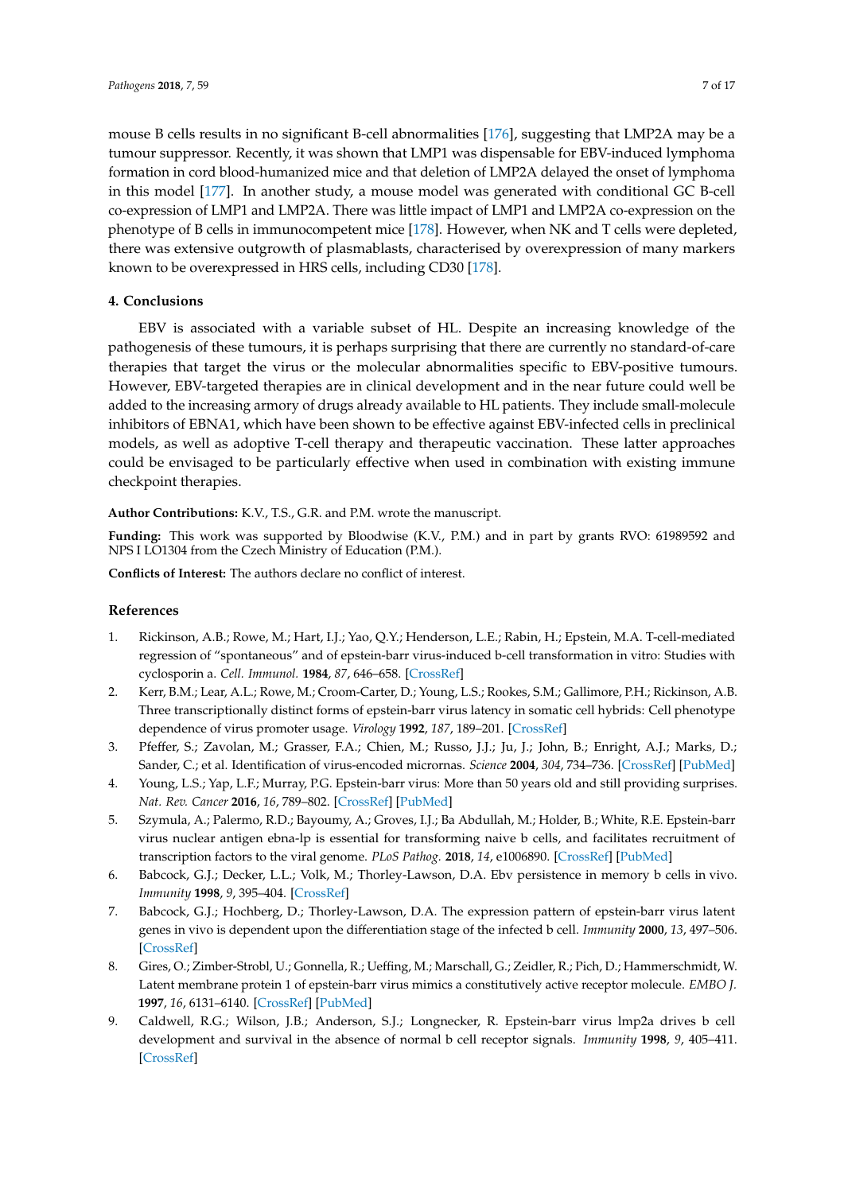mouse B cells results in no significant B-cell abnormalities [176], suggesting that LMP2A may be a tumour suppressor. Recently, it was shown that LMP1 was dispensable for EBV-induced lymphoma formation in cord blood-humanized mice and that deletion of LMP2A delayed the onset of lymphoma in this model [177]. In another study, a mouse model was generated with conditional GC B-cell co-expression of LMP1 and LMP2A. There was little impact of LMP1 and LMP2A co-expression on the phenotype of B cells in immunocompetent mice [178]. However, when NK and T cells were depleted, there was extensive outgrowth of plasmablasts, characterised by overexpression of many markers known to be overexpressed in HRS cells, including CD30 [178].

## 4. Conclusions

EBV is associated with a variable subset of HL. Despite an increasing knowledge of the pathogenesis of these tumours, it is perhaps surprising that there are currently no standard-of-care therapies that target the virus or the molecular abnormalities specific to EBV-positive tumours. However, EBV-targeted therapies are in clinical development and in the near future could well be added to the increasing armory of drugs already available to HL patients. They include small-molecule inhibitors of EBNA1, which have been shown to be effective against EBV-infected cells in preclinical models, as well as adoptive T-cell therapy and therapeutic vaccination. These latter approaches could be envisaged to be particularly effective when used in combination with existing immune checkpoint therapies.

**Author Contributions:** K.V., T.S., G.R. and P.M. wrote the manuscript.

**Funding:** This work was supported by Bloodwise (K.V., P.M.) and in part by grants RVO: 61989592 and NPS I LO1304 from the Czech Ministry of Education (P.M.).

**Conflicts of Interest:** The authors declare no conflict of interest.

## References

1. Rickinson, A.B.; Rowe, M.; Hart, I.J.; Yao, Q.Y.; Henderson, L.E.; Rabin, H.; Epstein, M.A. T-cell-mediated regression of "spontaneous" and of epstein-barr virus-induced b-cell transformation in vitro: Studies with cyclosporin a. *Cell. Immunol.* **1984**, *87*, 646–658. [CrossRef]
2. Kerr, B.M.; Lear, A.L.; Rowe, M.; Croom-Carter, D.; Young, L.S.; Rookes, S.M.; Gallimore, P.H.; Rickinson, A.B. Three transcriptionally distinct forms of epstein-barr virus latency in somatic cell hybrids: Cell phenotype dependence of virus promoter usage. *Virology* **1992**, *187*, 189–201. [CrossRef]
3. Pfeffer, S.; Zavolan, M.; Grasser, F.A.; Chien, M.; Russo, J.J.; Ju, J.; John, B.; Enright, A.J.; Marks, D.; Sander, C.; et al. Identification of virus-encoded micrornas. *Science* **2004**, *304*, 734–736. [CrossRef] [PubMed]
4. Young, L.S.; Yap, L.F.; Murray, P.G. Epstein-barr virus: More than 50 years old and still providing surprises. *Nat. Rev. Cancer* **2016**, *16*, 789–802. [CrossRef] [PubMed]
5. Szymula, A.; Palermo, R.D.; Bayoumy, A.; Groves, I.J.; Ba Abdullah, M.; Holder, B.; White, R.E. Epstein-barr virus nuclear antigen ebna-lp is essential for transforming naive b cells, and facilitates recruitment of transcription factors to the viral genome. *PLoS Pathog.* **2018**, *14*, e1006890. [CrossRef] [PubMed]
6. Babcock, G.J.; Decker, L.L.; Volk, M.; Thorley-Lawson, D.A. Ebv persistence in memory b cells in vivo. *Immunity* **1998**, *9*, 395–404. [CrossRef]
7. Babcock, G.J.; Hochberg, D.; Thorley-Lawson, D.A. The expression pattern of epstein-barr virus latent genes in vivo is dependent upon the differentiation stage of the infected b cell. *Immunity* **2000**, *13*, 497–506. [CrossRef]
8. Gires, O.; Zimber-Strobl, U.; Gonnella, R.; Ueffing, M.; Marschall, G.; Zeidler, R.; Pich, D.; Hammerschmidt, W. Latent membrane protein 1 of epstein-barr virus mimics a constitutively active receptor molecule. *EMBO J.* **1997**, *16*, 6131–6140. [CrossRef] [PubMed]
9. Caldwell, R.G.; Wilson, J.B.; Anderson, S.J.; Longnecker, R. Epstein-barr virus lmp2a drives b cell development and survival in the absence of normal b cell receptor signals. *Immunity* **1998**, *9*, 405–411. [CrossRef]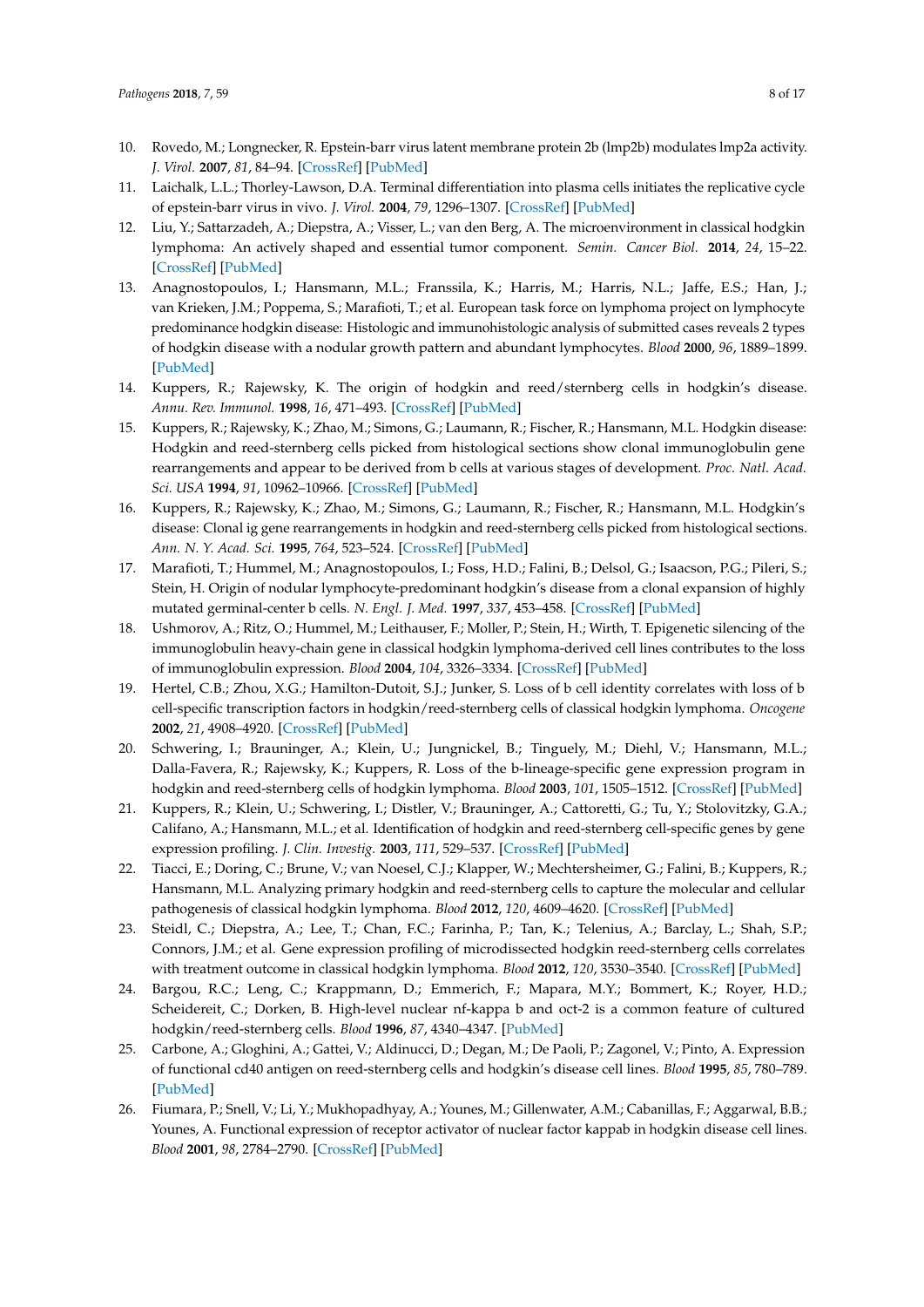10. Rovedo, M.; Longnecker, R. Epstein-barr virus latent membrane protein 2b (lmp2b) modulates lmp2a activity. *J. Virol.* **2007**, *81*, 84–94. [CrossRef] [PubMed]
11. Laichalk, L.L.; Thorley-Lawson, D.A. Terminal differentiation into plasma cells initiates the replicative cycle of epstein-barr virus in vivo. *J. Virol.* **2004**, *79*, 1296–1307. [CrossRef] [PubMed]
12. Liu, Y.; Sattarzadeh, A.; Diepstra, A.; Visser, L.; van den Berg, A. The microenvironment in classical hodgkin lymphoma: An actively shaped and essential tumor component. *Semin. Cancer Biol.* **2014**, *24*, 15–22. [CrossRef] [PubMed]
13. Anagnostopoulos, I.; Hansmann, M.L.; Franssila, K.; Harris, M.; Harris, N.L.; Jaffe, E.S.; Han, J.; van Krieken, J.M.; Poppema, S.; Marafioti, T.; et al. European task force on lymphoma project on lymphocyte predominance hodgkin disease: Histologic and immunohistologic analysis of submitted cases reveals 2 types of hodgkin disease with a nodular growth pattern and abundant lymphocytes. *Blood* **2000**, *96*, 1889–1899. [PubMed]
14. Kuppers, R.; Rajewsky, K. The origin of hodgkin and reed/sternberg cells in hodgkin's disease. *Annu. Rev. Immunol.* **1998**, *16*, 471–493. [CrossRef] [PubMed]
15. Kuppers, R.; Rajewsky, K.; Zhao, M.; Simons, G.; Laumann, R.; Fischer, R.; Hansmann, M.L. Hodgkin disease: Hodgkin and reed-sternberg cells picked from histological sections show clonal immunoglobulin gene rearrangements and appear to be derived from b cells at various stages of development. *Proc. Natl. Acad. Sci. USA* **1994**, *91*, 10962–10966. [CrossRef] [PubMed]
16. Kuppers, R.; Rajewsky, K.; Zhao, M.; Simons, G.; Laumann, R.; Fischer, R.; Hansmann, M.L. Hodgkin's disease: Clonal ig gene rearrangements in hodgkin and reed-sternberg cells picked from histological sections. *Ann. N. Y. Acad. Sci.* **1995**, *764*, 523–524. [CrossRef] [PubMed]
17. Marafioti, T.; Hummel, M.; Anagnostopoulos, I.; Foss, H.D.; Falini, B.; Delsol, G.; Isaacson, P.G.; Pileri, S.; Stein, H. Origin of nodular lymphocyte-predominant hodgkin's disease from a clonal expansion of highly mutated germinal-center b cells. *N. Engl. J. Med.* **1997**, *337*, 453–458. [CrossRef] [PubMed]
18. Ushmorov, A.; Ritz, O.; Hummel, M.; Leithauser, F.; Moller, P.; Stein, H.; Wirth, T. Epigenetic silencing of the immunoglobulin heavy-chain gene in classical hodgkin lymphoma-derived cell lines contributes to the loss of immunoglobulin expression. *Blood* **2004**, *104*, 3326–3334. [CrossRef] [PubMed]
19. Hertel, C.B.; Zhou, X.G.; Hamilton-Dutoit, S.J.; Junker, S. Loss of b cell identity correlates with loss of b cell-specific transcription factors in hodgkin/reed-sternberg cells of classical hodgkin lymphoma. *Oncogene* **2002**, *21*, 4908–4920. [CrossRef] [PubMed]
20. Schwering, I.; Brauninger, A.; Klein, U.; Jungnickel, B.; Tinguely, M.; Diehl, V.; Hansmann, M.L.; Dalla-Favera, R.; Rajewsky, K.; Kuppers, R. Loss of the b-lineage-specific gene expression program in hodgkin and reed-sternberg cells of hodgkin lymphoma. *Blood* **2003**, *101*, 1505–1512. [CrossRef] [PubMed]
21. Kuppers, R.; Klein, U.; Schwering, I.; Distler, V.; Brauninger, A.; Cattoretti, G.; Tu, Y.; Stolovitzky, G.A.; Califano, A.; Hansmann, M.L.; et al. Identification of hodgkin and reed-sternberg cell-specific genes by gene expression profiling. *J. Clin. Investig.* **2003**, *111*, 529–537. [CrossRef] [PubMed]
22. Tiacci, E.; Doring, C.; Brune, V.; van Noesel, C.J.; Klapper, W.; Mechtersheimer, G.; Falini, B.; Kuppers, R.; Hansmann, M.L. Analyzing primary hodgkin and reed-sternberg cells to capture the molecular and cellular pathogenesis of classical hodgkin lymphoma. *Blood* **2012**, *120*, 4609–4620. [CrossRef] [PubMed]
23. Steidl, C.; Diepstra, A.; Lee, T.; Chan, F.C.; Farinha, P.; Tan, K.; Telenius, A.; Barclay, L.; Shah, S.P.; Connors, J.M.; et al. Gene expression profiling of microdissected hodgkin reed-sternberg cells correlates with treatment outcome in classical hodgkin lymphoma. *Blood* **2012**, *120*, 3530–3540. [CrossRef] [PubMed]
24. Bargou, R.C.; Leng, C.; Krappmann, D.; Emmerich, F.; Mapara, M.Y.; Bommert, K.; Royer, H.D.; Scheidereit, C.; Dorken, B. High-level nuclear nf-kappa b and oct-2 is a common feature of cultured hodgkin/reed-sternberg cells. *Blood* **1996**, *87*, 4340–4347. [PubMed]
25. Carbone, A.; Gloghini, A.; Gattei, V.; Aldinucci, D.; Degan, M.; De Paoli, P.; Zagonel, V.; Pinto, A. Expression of functional cd40 antigen on reed-sternberg cells and hodgkin's disease cell lines. *Blood* **1995**, *85*, 780–789. [PubMed]
26. Fiumara, P.; Snell, V.; Li, Y.; Mukhopadhyay, A.; Younes, M.; Gillenwater, A.M.; Cabanillas, F.; Aggarwal, B.B.; Younes, A. Functional expression of receptor activator of nuclear factor kappab in hodgkin disease cell lines. *Blood* **2001**, *98*, 2784–2790. [CrossRef] [PubMed]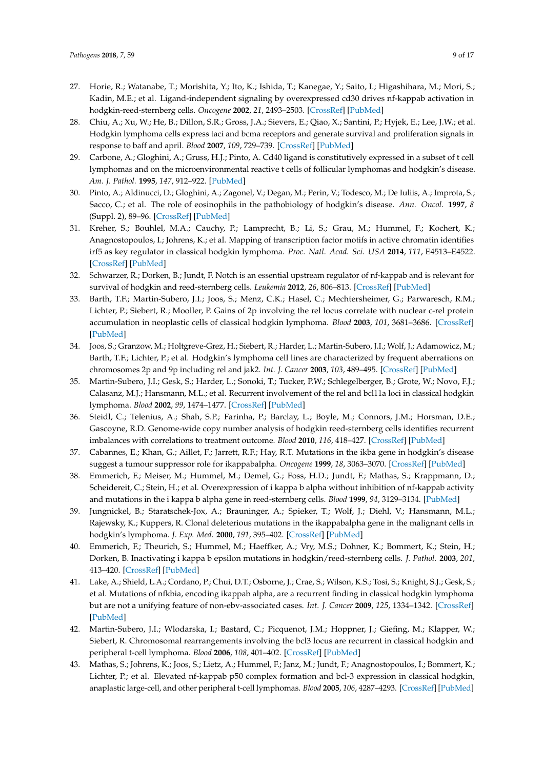27. Horie, R.; Watanabe, T.; Morishita, Y.; Ito, K.; Ishida, T.; Kanegae, Y.; Saito, I.; Higashihara, M.; Mori, S.; Kadin, M.E.; et al. Ligand-independent signaling by overexpressed cd30 drives nf-kappab activation in hodgkin-reed-sternberg cells. *Oncogene* **2002**, *21*, 2493–2503. [CrossRef] [PubMed]
28. Chiu, A.; Xu, W.; He, B.; Dillon, S.R.; Gross, J.A.; Sievers, E.; Qiao, X.; Santini, P.; Hyjek, E.; Lee, J.W.; et al. Hodgkin lymphoma cells express taci and bcma receptors and generate survival and proliferation signals in response to baff and april. *Blood* **2007**, *109*, 729–739. [CrossRef] [PubMed]
29. Carbone, A.; Gloghini, A.; Gruss, H.J.; Pinto, A. Cd40 ligand is constitutively expressed in a subset of t cell lymphomas and on the microenvironmental reactive t cells of follicular lymphomas and hodgkin's disease. *Am. J. Pathol.* **1995**, *147*, 912–922. [PubMed]
30. Pinto, A.; Aldinucci, D.; Gloghini, A.; Zagonel, V.; Degan, M.; Perin, V.; Todesco, M.; De Iuliis, A.; Improta, S.; Sacco, C.; et al. The role of eosinophils in the pathobiology of hodgkin's disease. *Ann. Oncol.* **1997**, *8* (Suppl. 2), 89–96. [CrossRef] [PubMed]
31. Kreher, S.; Bouhlel, M.A.; Cauchy, P.; Lamprecht, B.; Li, S.; Grau, M.; Hummel, F.; Kochert, K.; Anagnostopoulos, I.; Johrens, K.; et al. Mapping of transcription factor motifs in active chromatin identifies irf5 as key regulator in classical hodgkin lymphoma. *Proc. Natl. Acad. Sci. USA* **2014**, *111*, E4513–E4522. [CrossRef] [PubMed]
32. Schwarzer, R.; Dorken, B.; Jundt, F. Notch is an essential upstream regulator of nf-kappab and is relevant for survival of hodgkin and reed-sternberg cells. *Leukemia* **2012**, *26*, 806–813. [CrossRef] [PubMed]
33. Barth, T.F.; Martin-Subero, J.I.; Joos, S.; Menz, C.K.; Hasel, C.; Mechtersheimer, G.; Parwaresch, R.M.; Lichter, P.; Siebert, R.; Mooller, P. Gains of 2p involving the rel locus correlate with nuclear c-rel protein accumulation in neoplastic cells of classical hodgkin lymphoma. *Blood* **2003**, *101*, 3681–3686. [CrossRef] [PubMed]
34. Joos, S.; Granzow, M.; Holtgreve-Grez, H.; Siebert, R.; Harder, L.; Martin-Subero, J.I.; Wolf, J.; Adamowicz, M.; Barth, T.F.; Lichter, P.; et al. Hodgkin's lymphoma cell lines are characterized by frequent aberrations on chromosomes 2p and 9p including rel and jak2. *Int. J. Cancer* **2003**, *103*, 489–495. [CrossRef] [PubMed]
35. Martin-Subero, J.I.; Gesk, S.; Harder, L.; Sonoki, T.; Tucker, P.W.; Schlegelberger, B.; Grote, W.; Novo, F.J.; Calasanz, M.J.; Hansmann, M.L.; et al. Recurrent involvement of the rel and bcl11a loci in classical hodgkin lymphoma. *Blood* **2002**, *99*, 1474–1477. [CrossRef] [PubMed]
36. Steidl, C.; Telenius, A.; Shah, S.P.; Farinha, P.; Barclay, L.; Boyle, M.; Connors, J.M.; Horsman, D.E.; Gascoyne, R.D. Genome-wide copy number analysis of hodgkin reed-sternberg cells identifies recurrent imbalances with correlations to treatment outcome. *Blood* **2010**, *116*, 418–427. [CrossRef] [PubMed]
37. Cabannes, E.; Khan, G.; Aillet, F.; Jarrett, R.F.; Hay, R.T. Mutations in the ikba gene in hodgkin's disease suggest a tumour suppressor role for ikappabalpha. *Oncogene* **1999**, *18*, 3063–3070. [CrossRef] [PubMed]
38. Emmerich, F.; Meiser, M.; Hummel, M.; Demel, G.; Foss, H.D.; Jundt, F.; Mathas, S.; Krappmann, D.; Scheidereit, C.; Stein, H.; et al. Overexpression of i kappa b alpha without inhibition of nf-kappab activity and mutations in the i kappa b alpha gene in reed-sternberg cells. *Blood* **1999**, *94*, 3129–3134. [PubMed]
39. Jungnickel, B.; Staratschek-Jox, A.; Brauninger, A.; Spieker, T.; Wolf, J.; Diehl, V.; Hansmann, M.L.; Rajewsky, K.; Kuppers, R. Clonal deleterious mutations in the ikappabalpha gene in the malignant cells in hodgkin's lymphoma. *J. Exp. Med.* **2000**, *191*, 395–402. [CrossRef] [PubMed]
40. Emmerich, F.; Theurich, S.; Hummel, M.; Haeffker, A.; Vry, M.S.; Dohner, K.; Bommert, K.; Stein, H.; Dorken, B. Inactivating i kappa b epsilon mutations in hodgkin/reed-sternberg cells. *J. Pathol.* **2003**, *201*, 413–420. [CrossRef] [PubMed]
41. Lake, A.; Shield, L.A.; Cordano, P.; Chui, D.T.; Osborne, J.; Crae, S.; Wilson, K.S.; Tosi, S.; Knight, S.J.; Gesk, S.; et al. Mutations of nfkbia, encoding ikappab alpha, are a recurrent finding in classical hodgkin lymphoma but are not a unifying feature of non-ebv-associated cases. *Int. J. Cancer* **2009**, *125*, 1334–1342. [CrossRef] [PubMed]
42. Martin-Subero, J.I.; Wlodarska, I.; Bastard, C.; Picquenot, J.M.; Hoppner, J.; Giefing, M.; Klapper, W.; Siebert, R. Chromosomal rearrangements involving the bcl3 locus are recurrent in classical hodgkin and peripheral t-cell lymphoma. *Blood* **2006**, *108*, 401–402. [CrossRef] [PubMed]
43. Mathas, S.; Johrens, K.; Joos, S.; Lietz, A.; Hummel, F.; Janz, M.; Jundt, F.; Anagnostopoulos, I.; Bommert, K.; Lichter, P.; et al. Elevated nf-kappab p50 complex formation and bcl-3 expression in classical hodgkin, anaplastic large-cell, and other peripheral t-cell lymphomas. *Blood* **2005**, *106*, 4287–4293. [CrossRef] [PubMed]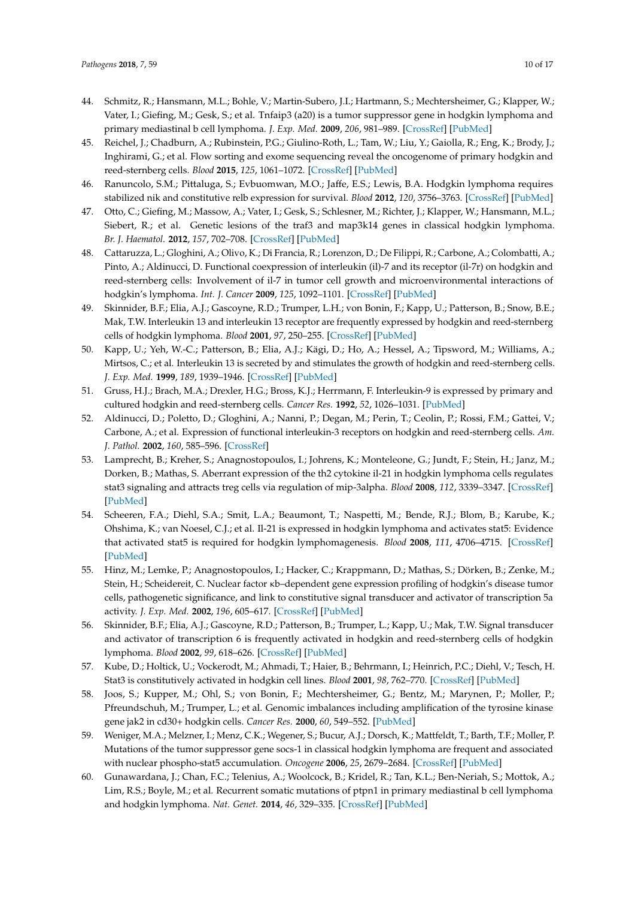44. Schmitz, R.; Hansmann, M.L.; Bohle, V.; Martin-Subero, J.I.; Hartmann, S.; Mechtersheimer, G.; Klapper, W.; Vater, I.; Giefing, M.; Gesk, S.; et al. Tnfaip3 (a20) is a tumor suppressor gene in hodgkin lymphoma and primary mediastinal b cell lymphoma. *J. Exp. Med.* **2009**, *206*, 981–989. [CrossRef] [PubMed]
45. Reichel, J.; Chadburn, A.; Rubinstein, P.G.; Giulino-Roth, L.; Tam, W.; Liu, Y.; Gaiolla, R.; Eng, K.; Brody, J.; Inghirami, G.; et al. Flow sorting and exome sequencing reveal the oncogenome of primary hodgkin and reed-sternberg cells. *Blood* **2015**, *125*, 1061–1072. [CrossRef] [PubMed]
46. Ranuncolo, S.M.; Pittaluga, S.; Evbuomwan, M.O.; Jaffe, E.S.; Lewis, B.A. Hodgkin lymphoma requires stabilized nik and constitutive relb expression for survival. *Blood* **2012**, *120*, 3756–3763. [CrossRef] [PubMed]
47. Otto, C.; Giefing, M.; Massow, A.; Vater, I.; Gesk, S.; Schlesner, M.; Richter, J.; Klapper, W.; Hansmann, M.L.; Siebert, R.; et al. Genetic lesions of the traf3 and map3k14 genes in classical hodgkin lymphoma. *Br. J. Haematol.* **2012**, *157*, 702–708. [CrossRef] [PubMed]
48. Cattaruzza, L.; Gloghini, A.; Olivo, K.; Di Francia, R.; Lorenzon, D.; De Filippi, R.; Carbone, A.; Colombatti, A.; Pinto, A.; Aldinucci, D. Functional coexpression of interleukin (il)-7 and its receptor (il-7r) on hodgkin and reed-sternberg cells: Involvement of il-7 in tumor cell growth and microenvironmental interactions of hodgkin's lymphoma. *Int. J. Cancer* **2009**, *125*, 1092–1101. [CrossRef] [PubMed]
49. Skinnider, B.F.; Elia, A.J.; Gascoyne, R.D.; Trumper, L.H.; von Bonin, F.; Kapp, U.; Patterson, B.; Snow, B.E.; Mak, T.W. Interleukin 13 and interleukin 13 receptor are frequently expressed by hodgkin and reed-sternberg cells of hodgkin lymphoma. *Blood* **2001**, *97*, 250–255. [CrossRef] [PubMed]
50. Kapp, U.; Yeh, W.-C.; Patterson, B.; Elia, A.J.; Kägi, D.; Ho, A.; Hessel, A.; Tipsword, M.; Williams, A.; Mirtsos, C.; et al. Interleukin 13 is secreted by and stimulates the growth of hodgkin and reed-sternberg cells. *J. Exp. Med.* **1999**, *189*, 1939–1946. [CrossRef] [PubMed]
51. Gruss, H.J.; Brach, M.A.; Drexler, H.G.; Bross, K.J.; Herrmann, F. Interleukin-9 is expressed by primary and cultured hodgkin and reed-sternberg cells. *Cancer Res.* **1992**, *52*, 1026–1031. [PubMed]
52. Aldinucci, D.; Poletto, D.; Gloghini, A.; Nanni, P.; Degan, M.; Perin, T.; Ceolin, P.; Rossi, F.M.; Gattei, V.; Carbone, A.; et al. Expression of functional interleukin-3 receptors on hodgkin and reed-sternberg cells. *Am. J. Pathol.* **2002**, *160*, 585–596. [CrossRef]
53. Lamprecht, B.; Kreher, S.; Anagnostopoulos, I.; Johrens, K.; Monteleone, G.; Jundt, F.; Stein, H.; Janz, M.; Dorken, B.; Mathas, S. Aberrant expression of the th2 cytokine il-21 in hodgkin lymphoma cells regulates stat3 signaling and attracts treg cells via regulation of mip-3alpha. *Blood* **2008**, *112*, 3339–3347. [CrossRef] [PubMed]
54. Scheeren, F.A.; Diehl, S.A.; Smit, L.A.; Beaumont, T.; Naspetti, M.; Bende, R.J.; Blom, B.; Karube, K.; Ohshima, K.; van Noesel, C.J.; et al. Il-21 is expressed in hodgkin lymphoma and activates stat5: Evidence that activated stat5 is required for hodgkin lymphomagenesis. *Blood* **2008**, *111*, 4706–4715. [CrossRef] [PubMed]
55. Hinz, M.; Lemke, P.; Anagnostopoulos, I.; Hacker, C.; Krappmann, D.; Mathas, S.; Dörken, B.; Zenke, M.; Stein, H.; Scheidereit, C. Nuclear factor κb–dependent gene expression profiling of hodgkin's disease tumor cells, pathogenetic significance, and link to constitutive signal transducer and activator of transcription 5a activity. *J. Exp. Med.* **2002**, *196*, 605–617. [CrossRef] [PubMed]
56. Skinnider, B.F.; Elia, A.J.; Gascoyne, R.D.; Patterson, B.; Trumper, L.; Kapp, U.; Mak, T.W. Signal transducer and activator of transcription 6 is frequently activated in hodgkin and reed-sternberg cells of hodgkin lymphoma. *Blood* **2002**, *99*, 618–626. [CrossRef] [PubMed]
57. Kube, D.; Holtick, U.; Vockerodt, M.; Ahmadi, T.; Haier, B.; Behrmann, I.; Heinrich, P.C.; Diehl, V.; Tesch, H. Stat3 is constitutively activated in hodgkin cell lines. *Blood* **2001**, *98*, 762–770. [CrossRef] [PubMed]
58. Joos, S.; Kupper, M.; Ohl, S.; von Bonin, F.; Mechtersheimer, G.; Bentz, M.; Marynen, P.; Moller, P.; Pfreundschuh, M.; Trumper, L.; et al. Genomic imbalances including amplification of the tyrosine kinase gene jak2 in cd30+ hodgkin cells. *Cancer Res.* **2000**, *60*, 549–552. [PubMed]
59. Weniger, M.A.; Melzner, I.; Menz, C.K.; Wegener, S.; Bucur, A.J.; Dorsch, K.; Mattfeldt, T.; Barth, T.F.; Moller, P. Mutations of the tumor suppressor gene socs-1 in classical hodgkin lymphoma are frequent and associated with nuclear phospho-stat5 accumulation. *Oncogene* **2006**, *25*, 2679–2684. [CrossRef] [PubMed]
60. Gunawardana, J.; Chan, F.C.; Telenius, A.; Woolcock, B.; Kridel, R.; Tan, K.L.; Ben-Neriah, S.; Mottok, A.; Lim, R.S.; Boyle, M.; et al. Recurrent somatic mutations of ptpn1 in primary mediastinal b cell lymphoma and hodgkin lymphoma. *Nat. Genet.* **2014**, *46*, 329–335. [CrossRef] [PubMed]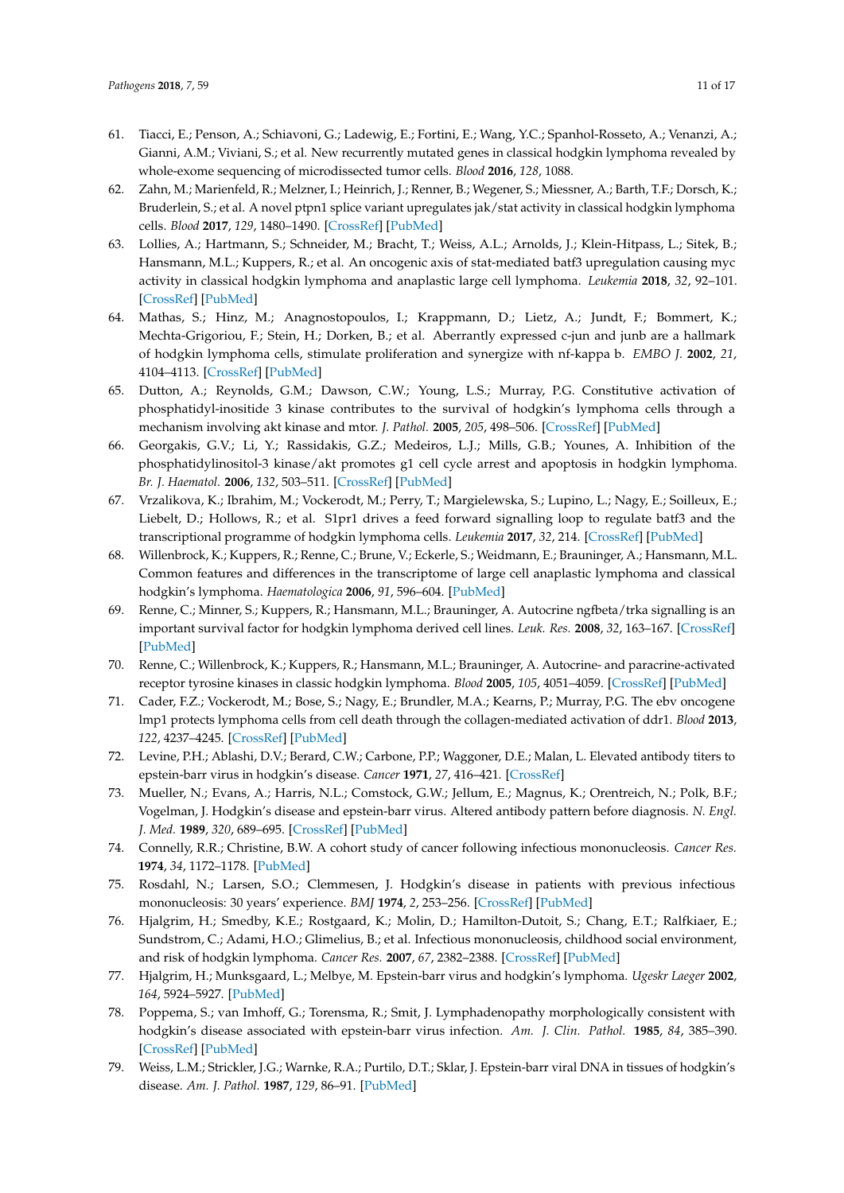61. Tiacci, E.; Penson, A.; Schiavoni, G.; Ladewig, E.; Fortini, E.; Wang, Y.C.; Spanhol-Rosseto, A.; Venanzi, A.; Gianni, A.M.; Viviani, S.; et al. New recurrently mutated genes in classical hodgkin lymphoma revealed by whole-exome sequencing of microdissected tumor cells. *Blood* **2016**, *128*, 1088.
62. Zahn, M.; Marienfeld, R.; Melzner, I.; Heinrich, J.; Renner, B.; Wegener, S.; Miessner, A.; Barth, T.F.; Dorsch, K.; Bruderlein, S.; et al. A novel ptpn1 splice variant upregulates jak/stat activity in classical hodgkin lymphoma cells. *Blood* **2017**, *129*, 1480–1490. [CrossRef] [PubMed]
63. Lollies, A.; Hartmann, S.; Schneider, M.; Bracht, T.; Weiss, A.L.; Arnolds, J.; Klein-Hitpass, L.; Sitek, B.; Hansmann, M.L.; Kuppers, R.; et al. An oncogenic axis of stat-mediated batf3 upregulation causing myc activity in classical hodgkin lymphoma and anaplastic large cell lymphoma. *Leukemia* **2018**, *32*, 92–101. [CrossRef] [PubMed]
64. Mathas, S.; Hinz, M.; Anagnostopoulos, I.; Krappmann, D.; Lietz, A.; Jundt, F.; Bommert, K.; Mechta-Grigoriou, F.; Stein, H.; Dorken, B.; et al. Aberrantly expressed c-jun and junb are a hallmark of hodgkin lymphoma cells, stimulate proliferation and synergize with nf-kappa b. *EMBO J.* **2002**, *21*, 4104–4113. [CrossRef] [PubMed]
65. Dutton, A.; Reynolds, G.M.; Dawson, C.W.; Young, L.S.; Murray, P.G. Constitutive activation of phosphatidyl-inositide 3 kinase contributes to the survival of hodgkin's lymphoma cells through a mechanism involving akt kinase and mtor. *J. Pathol.* **2005**, *205*, 498–506. [CrossRef] [PubMed]
66. Georgakis, G.V.; Li, Y.; Rassidakis, G.Z.; Medeiros, L.J.; Mills, G.B.; Younes, A. Inhibition of the phosphatidylinositol-3 kinase/akt promotes g1 cell cycle arrest and apoptosis in hodgkin lymphoma. *Br. J. Haematol.* **2006**, *132*, 503–511. [CrossRef] [PubMed]
67. Vrzalikova, K.; Ibrahim, M.; Vockerodt, M.; Perry, T.; Margielewska, S.; Lupino, L.; Nagy, E.; Soilleux, E.; Liebelt, D.; Hollows, R.; et al. S1pr1 drives a feed forward signalling loop to regulate batf3 and the transcriptional programme of hodgkin lymphoma cells. *Leukemia* **2017**, *32*, 214. [CrossRef] [PubMed]
68. Willenbrock, K.; Kuppers, R.; Renne, C.; Brune, V.; Eckerle, S.; Weidmann, E.; Brauninger, A.; Hansmann, M.L. Common features and differences in the transcriptome of large cell anaplastic lymphoma and classical hodgkin's lymphoma. *Haematologica* **2006**, *91*, 596–604. [PubMed]
69. Renne, C.; Minner, S.; Kuppers, R.; Hansmann, M.L.; Brauninger, A. Autocrine ngfbeta/trka signalling is an important survival factor for hodgkin lymphoma derived cell lines. *Leuk. Res.* **2008**, *32*, 163–167. [CrossRef] [PubMed]
70. Renne, C.; Willenbrock, K.; Kuppers, R.; Hansmann, M.L.; Brauninger, A. Autocrine- and paracrine-activated receptor tyrosine kinases in classic hodgkin lymphoma. *Blood* **2005**, *105*, 4051–4059. [CrossRef] [PubMed]
71. Cader, F.Z.; Vockerodt, M.; Bose, S.; Nagy, E.; Brundler, M.A.; Kearns, P.; Murray, P.G. The ebv oncogene lmp1 protects lymphoma cells from cell death through the collagen-mediated activation of ddr1. *Blood* **2013**, *122*, 4237–4245. [CrossRef] [PubMed]
72. Levine, P.H.; Ablashi, D.V.; Berard, C.W.; Carbone, P.P.; Waggoner, D.E.; Malan, L. Elevated antibody titers to epstein-barr virus in hodgkin's disease. *Cancer* **1971**, *27*, 416–421. [CrossRef]
73. Mueller, N.; Evans, A.; Harris, N.L.; Comstock, G.W.; Jellum, E.; Magnus, K.; Orentreich, N.; Polk, B.F.; Vogelman, J. Hodgkin's disease and epstein-barr virus. Altered antibody pattern before diagnosis. *N. Engl. J. Med.* **1989**, *320*, 689–695. [CrossRef] [PubMed]
74. Connelly, R.R.; Christine, B.W. A cohort study of cancer following infectious mononucleosis. *Cancer Res.* **1974**, *34*, 1172–1178. [PubMed]
75. Rosdahl, N.; Larsen, S.O.; Clemmesen, J. Hodgkin's disease in patients with previous infectious mononucleosis: 30 years' experience. *BMJ* **1974**, *2*, 253–256. [CrossRef] [PubMed]
76. Hjalgrim, H.; Smedby, K.E.; Rostgaard, K.; Molin, D.; Hamilton-Dutoit, S.; Chang, E.T.; Ralfkiaer, E.; Sundstrom, C.; Adami, H.O.; Glimelius, B.; et al. Infectious mononucleosis, childhood social environment, and risk of hodgkin lymphoma. *Cancer Res.* **2007**, *67*, 2382–2388. [CrossRef] [PubMed]
77. Hjalgrim, H.; Munksgaard, L.; Melbye, M. Epstein-barr virus and hodgkin's lymphoma. *Ugeskr Laeger* **2002**, *164*, 5924–5927. [PubMed]
78. Poppema, S.; van Imhoff, G.; Torensma, R.; Smit, J. Lymphadenopathy morphologically consistent with hodgkin's disease associated with epstein-barr virus infection. *Am. J. Clin. Pathol.* **1985**, *84*, 385–390. [CrossRef] [PubMed]
79. Weiss, L.M.; Strickler, J.G.; Warnke, R.A.; Purtilo, D.T.; Sklar, J. Epstein-barr viral DNA in tissues of hodgkin's disease. *Am. J. Pathol.* **1987**, *129*, 86–91. [PubMed]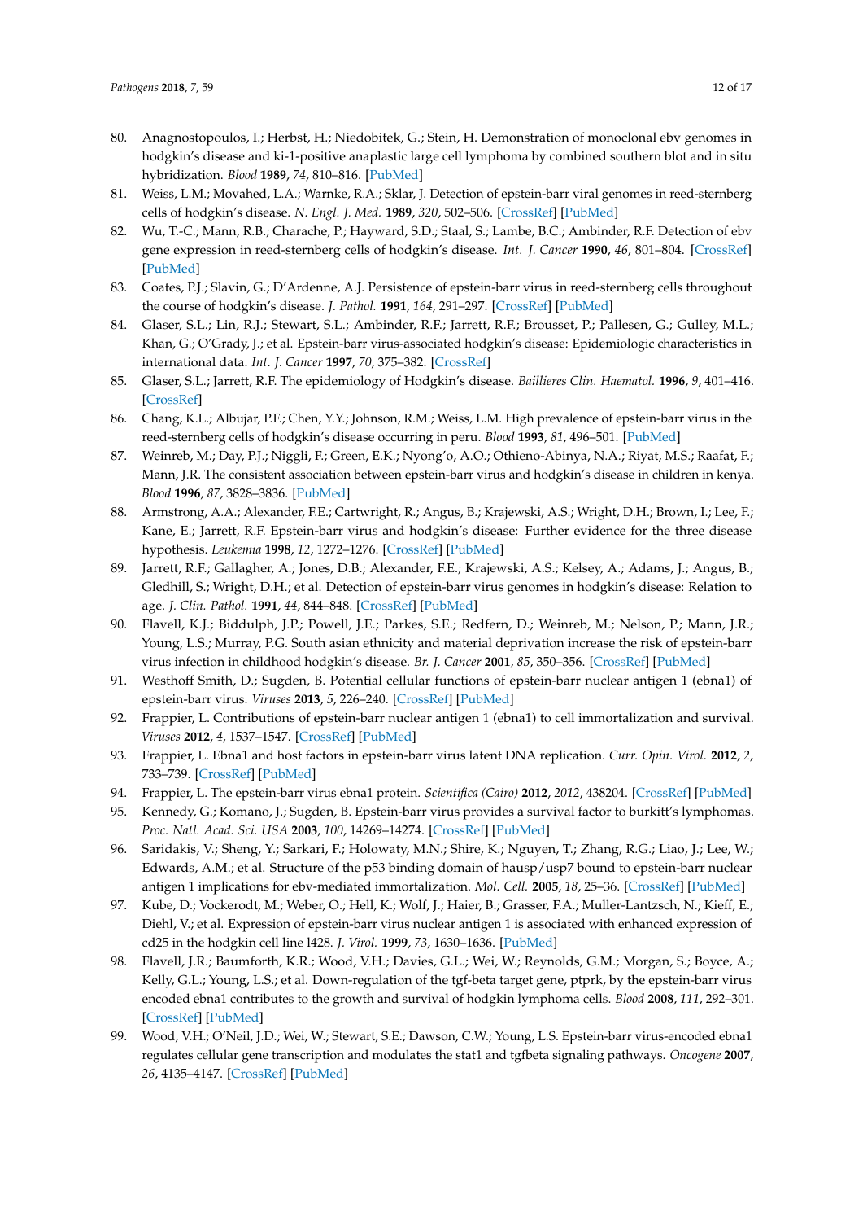80. Anagnostopoulos, I.; Herbst, H.; Niedobitek, G.; Stein, H. Demonstration of monoclonal ebv genomes in hodgkin's disease and ki-1-positive anaplastic large cell lymphoma by combined southern blot and in situ hybridization. *Blood* **1989**, *74*, 810–816. [PubMed]
81. Weiss, L.M.; Movahed, L.A.; Warnke, R.A.; Sklar, J. Detection of epstein-barr viral genomes in reed-sternberg cells of hodgkin's disease. *N. Engl. J. Med.* **1989**, *320*, 502–506. [CrossRef] [PubMed]
82. Wu, T.-C.; Mann, R.B.; Charache, P.; Hayward, S.D.; Staal, S.; Lambe, B.C.; Ambinder, R.F. Detection of ebv gene expression in reed-sternberg cells of hodgkin's disease. *Int. J. Cancer* **1990**, *46*, 801–804. [CrossRef] [PubMed]
83. Coates, P.J.; Slavin, G.; D'Ardenne, A.J. Persistence of epstein-barr virus in reed-sternberg cells throughout the course of hodgkin's disease. *J. Pathol.* **1991**, *164*, 291–297. [CrossRef] [PubMed]
84. Glaser, S.L.; Lin, R.J.; Stewart, S.L.; Ambinder, R.F.; Jarrett, R.F.; Brousset, P.; Pallesen, G.; Gulley, M.L.; Khan, G.; O'Grady, J.; et al. Epstein-barr virus-associated hodgkin's disease: Epidemiologic characteristics in international data. *Int. J. Cancer* **1997**, *70*, 375–382. [CrossRef]
85. Glaser, S.L.; Jarrett, R.F. The epidemiology of Hodgkin's disease. *Baillieres Clin. Haematol.* **1996**, *9*, 401–416. [CrossRef]
86. Chang, K.L.; Albujar, P.F.; Chen, Y.Y.; Johnson, R.M.; Weiss, L.M. High prevalence of epstein-barr virus in the reed-sternberg cells of hodgkin's disease occurring in peru. *Blood* **1993**, *81*, 496–501. [PubMed]
87. Weinreb, M.; Day, P.J.; Niggli, F.; Green, E.K.; Nyong'o, A.O.; Othieno-Abinya, N.A.; Riyat, M.S.; Raafat, F.; Mann, J.R. The consistent association between epstein-barr virus and hodgkin's disease in children in kenya. *Blood* **1996**, *87*, 3828–3836. [PubMed]
88. Armstrong, A.A.; Alexander, F.E.; Cartwright, R.; Angus, B.; Krajewski, A.S.; Wright, D.H.; Brown, I.; Lee, F.; Kane, E.; Jarrett, R.F. Epstein-barr virus and hodgkin's disease: Further evidence for the three disease hypothesis. *Leukemia* **1998**, *12*, 1272–1276. [CrossRef] [PubMed]
89. Jarrett, R.F.; Gallagher, A.; Jones, D.B.; Alexander, F.E.; Krajewski, A.S.; Kelsey, A.; Adams, J.; Angus, B.; Gledhill, S.; Wright, D.H.; et al. Detection of epstein-barr virus genomes in hodgkin's disease: Relation to age. *J. Clin. Pathol.* **1991**, *44*, 844–848. [CrossRef] [PubMed]
90. Flavell, K.J.; Biddulph, J.P.; Powell, J.E.; Parkes, S.E.; Redfern, D.; Weinreb, M.; Nelson, P.; Mann, J.R.; Young, L.S.; Murray, P.G. South asian ethnicity and material deprivation increase the risk of epstein-barr virus infection in childhood hodgkin's disease. *Br. J. Cancer* **2001**, *85*, 350–356. [CrossRef] [PubMed]
91. Westhoff Smith, D.; Sugden, B. Potential cellular functions of epstein-barr nuclear antigen 1 (ebna1) of epstein-barr virus. *Viruses* **2013**, *5*, 226–240. [CrossRef] [PubMed]
92. Frappier, L. Contributions of epstein-barr nuclear antigen 1 (ebna1) to cell immortalization and survival. *Viruses* **2012**, *4*, 1537–1547. [CrossRef] [PubMed]
93. Frappier, L. Ebna1 and host factors in epstein-barr virus latent DNA replication. *Curr. Opin. Virol.* **2012**, *2*, 733–739. [CrossRef] [PubMed]
94. Frappier, L. The epstein-barr virus ebna1 protein. *Scientifica (Cairo)* **2012**, *2012*, 438204. [CrossRef] [PubMed]
95. Kennedy, G.; Komano, J.; Sugden, B. Epstein-barr virus provides a survival factor to burkitt's lymphomas. *Proc. Natl. Acad. Sci. USA* **2003**, *100*, 14269–14274. [CrossRef] [PubMed]
96. Saridakis, V.; Sheng, Y.; Sarkari, F.; Holowaty, M.N.; Shire, K.; Nguyen, T.; Zhang, R.G.; Liao, J.; Lee, W.; Edwards, A.M.; et al. Structure of the p53 binding domain of hausp/usp7 bound to epstein-barr nuclear antigen 1 implications for ebv-mediated immortalization. *Mol. Cell.* **2005**, *18*, 25–36. [CrossRef] [PubMed]
97. Kube, D.; Vockerodt, M.; Weber, O.; Hell, K.; Wolf, J.; Haier, B.; Grasser, F.A.; Muller-Lantzsch, N.; Kieff, E.; Diehl, V.; et al. Expression of epstein-barr virus nuclear antigen 1 is associated with enhanced expression of cd25 in the hodgkin cell line l428. *J. Virol.* **1999**, *73*, 1630–1636. [PubMed]
98. Flavell, J.R.; Baumforth, K.R.; Wood, V.H.; Davies, G.L.; Wei, W.; Reynolds, G.M.; Morgan, S.; Boyce, A.; Kelly, G.L.; Young, L.S.; et al. Down-regulation of the tgf-beta target gene, ptprk, by the epstein-barr virus encoded ebna1 contributes to the growth and survival of hodgkin lymphoma cells. *Blood* **2008**, *111*, 292–301. [CrossRef] [PubMed]
99. Wood, V.H.; O'Neil, J.D.; Wei, W.; Stewart, S.E.; Dawson, C.W.; Young, L.S. Epstein-barr virus-encoded ebna1 regulates cellular gene transcription and modulates the stat1 and tgfbeta signaling pathways. *Oncogene* **2007**, *26*, 4135–4147. [CrossRef] [PubMed]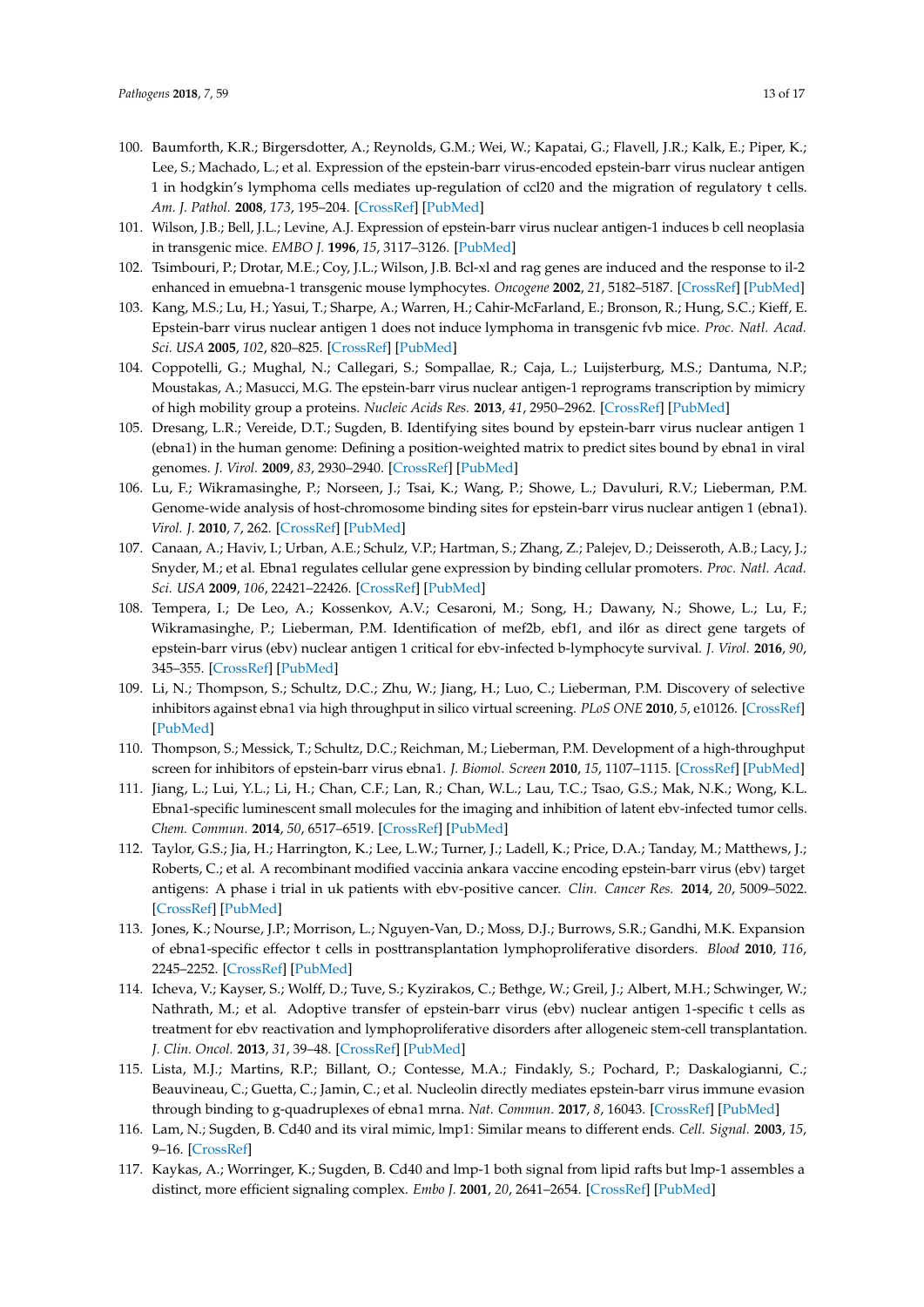100. Baumforth, K.R.; Birgersdotter, A.; Reynolds, G.M.; Wei, W.; Kapatai, G.; Flavell, J.R.; Kalk, E.; Piper, K.; Lee, S.; Machado, L.; et al. Expression of the epstein-barr virus-encoded epstein-barr virus nuclear antigen 1 in hodgkin's lymphoma cells mediates up-regulation of ccl20 and the migration of regulatory t cells. *Am. J. Pathol.* **2008**, *173*, 195–204. [CrossRef] [PubMed]
101. Wilson, J.B.; Bell, J.L.; Levine, A.J. Expression of epstein-barr virus nuclear antigen-1 induces b cell neoplasia in transgenic mice. *EMBO J.* **1996**, *15*, 3117–3126. [PubMed]
102. Tsimbouri, P.; Drotar, M.E.; Coy, J.L.; Wilson, J.B. Bcl-xl and rag genes are induced and the response to il-2 enhanced in emuebna-1 transgenic mouse lymphocytes. *Oncogene* **2002**, *21*, 5182–5187. [CrossRef] [PubMed]
103. Kang, M.S.; Lu, H.; Yasui, T.; Sharpe, A.; Warren, H.; Cahir-McFarland, E.; Bronson, R.; Hung, S.C.; Kieff, E. Epstein-barr virus nuclear antigen 1 does not induce lymphoma in transgenic fvb mice. *Proc. Natl. Acad. Sci. USA* **2005**, *102*, 820–825. [CrossRef] [PubMed]
104. Coppotelli, G.; Mughal, N.; Callegari, S.; Sompallae, R.; Caja, L.; Luijsterburg, M.S.; Dantuma, N.P.; Moustakas, A.; Masucci, M.G. The epstein-barr virus nuclear antigen-1 reprograms transcription by mimicry of high mobility group a proteins. *Nucleic Acids Res.* **2013**, *41*, 2950–2962. [CrossRef] [PubMed]
105. Dresang, L.R.; Vereide, D.T.; Sugden, B. Identifying sites bound by epstein-barr virus nuclear antigen 1 (ebna1) in the human genome: Defining a position-weighted matrix to predict sites bound by ebna1 in viral genomes. *J. Virol.* **2009**, *83*, 2930–2940. [CrossRef] [PubMed]
106. Lu, F.; Wikramasinghe, P.; Norseen, J.; Tsai, K.; Wang, P.; Showe, L.; Davuluri, R.V.; Lieberman, P.M. Genome-wide analysis of host-chromosome binding sites for epstein-barr virus nuclear antigen 1 (ebna1). *Virol. J.* **2010**, *7*, 262. [CrossRef] [PubMed]
107. Canaan, A.; Haviv, I.; Urban, A.E.; Schulz, V.P.; Hartman, S.; Zhang, Z.; Palejev, D.; Deisseroth, A.B.; Lacy, J.; Snyder, M.; et al. Ebna1 regulates cellular gene expression by binding cellular promoters. *Proc. Natl. Acad. Sci. USA* **2009**, *106*, 22421–22426. [CrossRef] [PubMed]
108. Tempera, I.; De Leo, A.; Kossenkov, A.V.; Cesaroni, M.; Song, H.; Dawany, N.; Showe, L.; Lu, F.; Wikramasinghe, P.; Lieberman, P.M. Identification of mef2b, ebf1, and il6r as direct gene targets of epstein-barr virus (ebv) nuclear antigen 1 critical for ebv-infected b-lymphocyte survival. *J. Virol.* **2016**, *90*, 345–355. [CrossRef] [PubMed]
109. Li, N.; Thompson, S.; Schultz, D.C.; Zhu, W.; Jiang, H.; Luo, C.; Lieberman, P.M. Discovery of selective inhibitors against ebna1 via high throughput in silico virtual screening. *PLoS ONE* **2010**, *5*, e10126. [CrossRef] [PubMed]
110. Thompson, S.; Messick, T.; Schultz, D.C.; Reichman, M.; Lieberman, P.M. Development of a high-throughput screen for inhibitors of epstein-barr virus ebna1. *J. Biomol. Screen* **2010**, *15*, 1107–1115. [CrossRef] [PubMed]
111. Jiang, L.; Lui, Y.L.; Li, H.; Chan, C.F.; Lan, R.; Chan, W.L.; Lau, T.C.; Tsao, G.S.; Mak, N.K.; Wong, K.L. Ebna1-specific luminescent small molecules for the imaging and inhibition of latent ebv-infected tumor cells. *Chem. Commun.* **2014**, *50*, 6517–6519. [CrossRef] [PubMed]
112. Taylor, G.S.; Jia, H.; Harrington, K.; Lee, L.W.; Turner, J.; Ladell, K.; Price, D.A.; Tanday, M.; Matthews, J.; Roberts, C.; et al. A recombinant modified vaccinia ankara vaccine encoding epstein-barr virus (ebv) target antigens: A phase i trial in uk patients with ebv-positive cancer. *Clin. Cancer Res.* **2014**, *20*, 5009–5022. [CrossRef] [PubMed]
113. Jones, K.; Nourse, J.P.; Morrison, L.; Nguyen-Van, D.; Moss, D.J.; Burrows, S.R.; Gandhi, M.K. Expansion of ebna1-specific effector t cells in posttransplantation lymphoproliferative disorders. *Blood* **2010**, *116*, 2245–2252. [CrossRef] [PubMed]
114. Icheva, V.; Kayser, S.; Wolff, D.; Tuve, S.; Kyzirakos, C.; Bethge, W.; Greil, J.; Albert, M.H.; Schwinger, W.; Nathrath, M.; et al. Adoptive transfer of epstein-barr virus (ebv) nuclear antigen 1-specific t cells as treatment for ebv reactivation and lymphoproliferative disorders after allogeneic stem-cell transplantation. *J. Clin. Oncol.* **2013**, *31*, 39–48. [CrossRef] [PubMed]
115. Lista, M.J.; Martins, R.P.; Billant, O.; Contesse, M.A.; Findakly, S.; Pochard, P.; Daskalogianni, C.; Beauvineau, C.; Guetta, C.; Jamin, C.; et al. Nucleolin directly mediates epstein-barr virus immune evasion through binding to g-quadruplexes of ebna1 mrna. *Nat. Commun.* **2017**, *8*, 16043. [CrossRef] [PubMed]
116. Lam, N.; Sugden, B. Cd40 and its viral mimic, lmp1: Similar means to different ends. *Cell. Signal.* **2003**, *15*, 9–16. [CrossRef]
117. Kaykas, A.; Worringer, K.; Sugden, B. Cd40 and lmp-1 both signal from lipid rafts but lmp-1 assembles a distinct, more efficient signaling complex. *Embo J.* **2001**, *20*, 2641–2654. [CrossRef] [PubMed]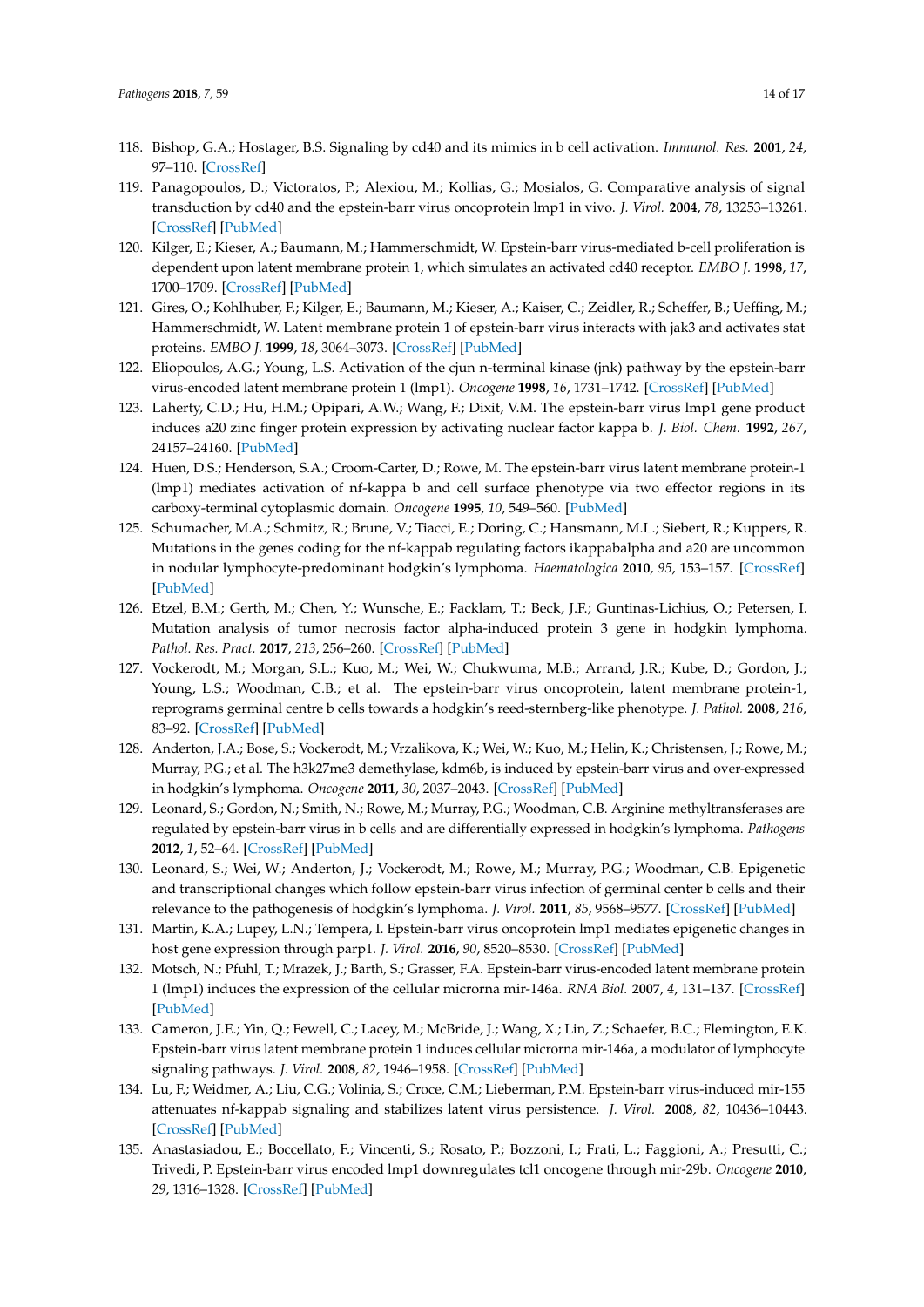118. Bishop, G.A.; Hostager, B.S. Signaling by cd40 and its mimics in b cell activation. *Immunol. Res.* **2001**, *24*, 97–110. [CrossRef]
119. Panagopoulos, D.; Victoratos, P.; Alexiou, M.; Kollias, G.; Mosialos, G. Comparative analysis of signal transduction by cd40 and the epstein-barr virus oncoprotein lmp1 in vivo. *J. Virol.* **2004**, *78*, 13253–13261. [CrossRef] [PubMed]
120. Kilger, E.; Kieser, A.; Baumann, M.; Hammerschmidt, W. Epstein-barr virus-mediated b-cell proliferation is dependent upon latent membrane protein 1, which simulates an activated cd40 receptor. *EMBO J.* **1998**, *17*, 1700–1709. [CrossRef] [PubMed]
121. Gires, O.; Kohlhuber, F.; Kilger, E.; Baumann, M.; Kieser, A.; Kaiser, C.; Zeidler, R.; Scheffer, B.; Ueffing, M.; Hammerschmidt, W. Latent membrane protein 1 of epstein-barr virus interacts with jak3 and activates stat proteins. *EMBO J.* **1999**, *18*, 3064–3073. [CrossRef] [PubMed]
122. Eliopoulos, A.G.; Young, L.S. Activation of the cjun n-terminal kinase (jnk) pathway by the epstein-barr virus-encoded latent membrane protein 1 (lmp1). *Oncogene* **1998**, *16*, 1731–1742. [CrossRef] [PubMed]
123. Laherty, C.D.; Hu, H.M.; Opipari, A.W.; Wang, F.; Dixit, V.M. The epstein-barr virus lmp1 gene product induces a20 zinc finger protein expression by activating nuclear factor kappa b. *J. Biol. Chem.* **1992**, *267*, 24157–24160. [PubMed]
124. Huen, D.S.; Henderson, S.A.; Croom-Carter, D.; Rowe, M. The epstein-barr virus latent membrane protein-1 (lmp1) mediates activation of nf-kappa b and cell surface phenotype via two effector regions in its carboxy-terminal cytoplasmic domain. *Oncogene* **1995**, *10*, 549–560. [PubMed]
125. Schumacher, M.A.; Schmitz, R.; Brune, V.; Tiacci, E.; Doring, C.; Hansmann, M.L.; Siebert, R.; Kuppers, R. Mutations in the genes coding for the nf-kappab regulating factors ikappabalpha and a20 are uncommon in nodular lymphocyte-predominant hodgkin's lymphoma. *Haematologica* **2010**, *95*, 153–157. [CrossRef] [PubMed]
126. Etzel, B.M.; Gerth, M.; Chen, Y.; Wunsche, E.; Facklam, T.; Beck, J.F.; Guntinas-Lichius, O.; Petersen, I. Mutation analysis of tumor necrosis factor alpha-induced protein 3 gene in hodgkin lymphoma. *Pathol. Res. Pract.* **2017**, *213*, 256–260. [CrossRef] [PubMed]
127. Vockerodt, M.; Morgan, S.L.; Kuo, M.; Wei, W.; Chukwuma, M.B.; Arrand, J.R.; Kube, D.; Gordon, J.; Young, L.S.; Woodman, C.B.; et al. The epstein-barr virus oncoprotein, latent membrane protein-1, reprograms germinal centre b cells towards a hodgkin's reed-sternberg-like phenotype. *J. Pathol.* **2008**, *216*, 83–92. [CrossRef] [PubMed]
128. Anderton, J.A.; Bose, S.; Vockerodt, M.; Vrzalikova, K.; Wei, W.; Kuo, M.; Helin, K.; Christensen, J.; Rowe, M.; Murray, P.G.; et al. The h3k27me3 demethylase, kdm6b, is induced by epstein-barr virus and over-expressed in hodgkin's lymphoma. *Oncogene* **2011**, *30*, 2037–2043. [CrossRef] [PubMed]
129. Leonard, S.; Gordon, N.; Smith, N.; Rowe, M.; Murray, P.G.; Woodman, C.B. Arginine methyltransferases are regulated by epstein-barr virus in b cells and are differentially expressed in hodgkin's lymphoma. *Pathogens* **2012**, *1*, 52–64. [CrossRef] [PubMed]
130. Leonard, S.; Wei, W.; Anderton, J.; Vockerodt, M.; Rowe, M.; Murray, P.G.; Woodman, C.B. Epigenetic and transcriptional changes which follow epstein-barr virus infection of germinal center b cells and their relevance to the pathogenesis of hodgkin's lymphoma. *J. Virol.* **2011**, *85*, 9568–9577. [CrossRef] [PubMed]
131. Martin, K.A.; Lupey, L.N.; Tempera, I. Epstein-barr virus oncoprotein lmp1 mediates epigenetic changes in host gene expression through parp1. *J. Virol.* **2016**, *90*, 8520–8530. [CrossRef] [PubMed]
132. Motsch, N.; Pfuhl, T.; Mrazek, J.; Barth, S.; Grasser, F.A. Epstein-barr virus-encoded latent membrane protein 1 (lmp1) induces the expression of the cellular microrna mir-146a. *RNA Biol.* **2007**, *4*, 131–137. [CrossRef] [PubMed]
133. Cameron, J.E.; Yin, Q.; Fewell, C.; Lacey, M.; McBride, J.; Wang, X.; Lin, Z.; Schaefer, B.C.; Flemington, E.K. Epstein-barr virus latent membrane protein 1 induces cellular microrna mir-146a, a modulator of lymphocyte signaling pathways. *J. Virol.* **2008**, *82*, 1946–1958. [CrossRef] [PubMed]
134. Lu, F.; Weidmer, A.; Liu, C.G.; Volinia, S.; Croce, C.M.; Lieberman, P.M. Epstein-barr virus-induced mir-155 attenuates nf-kappab signaling and stabilizes latent virus persistence. *J. Virol.* **2008**, *82*, 10436–10443. [CrossRef] [PubMed]
135. Anastasiadou, E.; Boccellato, F.; Vincenti, S.; Rosato, P.; Bozzoni, I.; Frati, L.; Faggioni, A.; Presutti, C.; Trivedi, P. Epstein-barr virus encoded lmp1 downregulates tcl1 oncogene through mir-29b. *Oncogene* **2010**, *29*, 1316–1328. [CrossRef] [PubMed]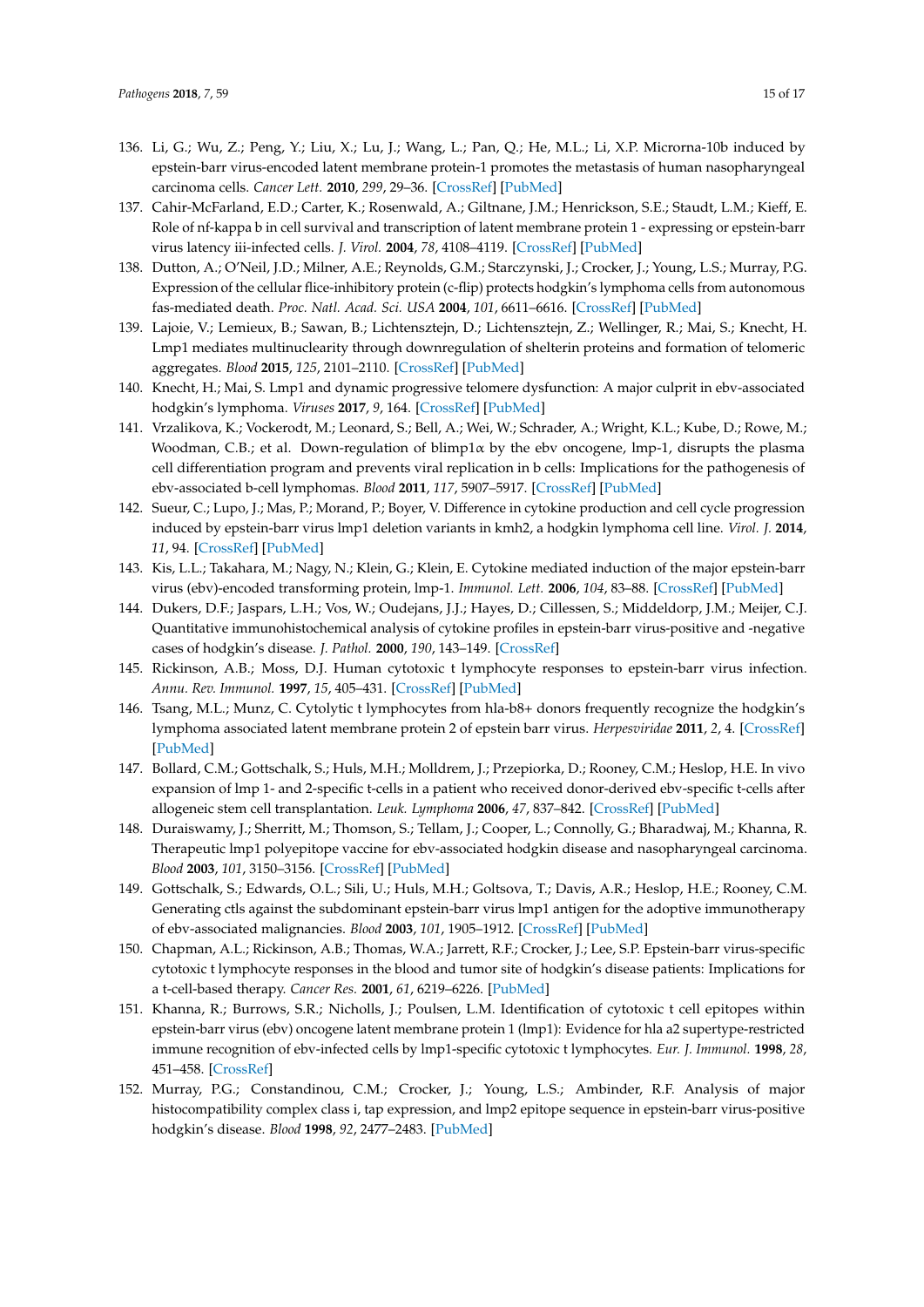136. Li, G.; Wu, Z.; Peng, Y.; Liu, X.; Lu, J.; Wang, L.; Pan, Q.; He, M.L.; Li, X.P. Microrna-10b induced by epstein-barr virus-encoded latent membrane protein-1 promotes the metastasis of human nasopharyngeal carcinoma cells. *Cancer Lett.* **2010**, *299*, 29–36. [CrossRef] [PubMed]
137. Cahir-McFarland, E.D.; Carter, K.; Rosenwald, A.; Giltnane, J.M.; Henrickson, S.E.; Staudt, L.M.; Kieff, E. Role of nf-kappa b in cell survival and transcription of latent membrane protein 1 - expressing or epstein-barr virus latency iii-infected cells. *J. Virol.* **2004**, *78*, 4108–4119. [CrossRef] [PubMed]
138. Dutton, A.; O'Neil, J.D.; Milner, A.E.; Reynolds, G.M.; Starczynski, J.; Crocker, J.; Young, L.S.; Murray, P.G. Expression of the cellular flice-inhibitory protein (c-flip) protects hodgkin's lymphoma cells from autonomous fas-mediated death. *Proc. Natl. Acad. Sci. USA* **2004**, *101*, 6611–6616. [CrossRef] [PubMed]
139. Lajoie, V.; Lemieux, B.; Sawan, B.; Lichtensztejn, D.; Lichtensztejn, Z.; Wellinger, R.; Mai, S.; Knecht, H. Lmp1 mediates multinuclearity through downregulation of shelterin proteins and formation of telomeric aggregates. *Blood* **2015**, *125*, 2101–2110. [CrossRef] [PubMed]
140. Knecht, H.; Mai, S. Lmp1 and dynamic progressive telomere dysfunction: A major culprit in ebv-associated hodgkin's lymphoma. *Viruses* **2017**, *9*, 164. [CrossRef] [PubMed]
141. Vrzalikova, K.; Vockerodt, M.; Leonard, S.; Bell, A.; Wei, W.; Schrader, A.; Wright, K.L.; Kube, D.; Rowe, M.; Woodman, C.B.; et al. Down-regulation of blimp1α by the ebv oncogene, lmp-1, disrupts the plasma cell differentiation program and prevents viral replication in b cells: Implications for the pathogenesis of ebv-associated b-cell lymphomas. *Blood* **2011**, *117*, 5907–5917. [CrossRef] [PubMed]
142. Sueur, C.; Lupo, J.; Mas, P.; Morand, P.; Boyer, V. Difference in cytokine production and cell cycle progression induced by epstein-barr virus lmp1 deletion variants in kmh2, a hodgkin lymphoma cell line. *Virol. J.* **2014**, *11*, 94. [CrossRef] [PubMed]
143. Kis, L.L.; Takahara, M.; Nagy, N.; Klein, G.; Klein, E. Cytokine mediated induction of the major epstein-barr virus (ebv)-encoded transforming protein, lmp-1. *Immunol. Lett.* **2006**, *104*, 83–88. [CrossRef] [PubMed]
144. Dukers, D.F.; Jaspars, L.H.; Vos, W.; Oudejans, J.J.; Hayes, D.; Cillessen, S.; Middeldorp, J.M.; Meijer, C.J. Quantitative immunohistochemical analysis of cytokine profiles in epstein-barr virus-positive and -negative cases of hodgkin's disease. *J. Pathol.* **2000**, *190*, 143–149. [CrossRef]
145. Rickinson, A.B.; Moss, D.J. Human cytotoxic t lymphocyte responses to epstein-barr virus infection. *Annu. Rev. Immunol.* **1997**, *15*, 405–431. [CrossRef] [PubMed]
146. Tsang, M.L.; Munz, C. Cytolytic t lymphocytes from hla-b8+ donors frequently recognize the hodgkin's lymphoma associated latent membrane protein 2 of epstein barr virus. *Herpesviridae* **2011**, *2*, 4. [CrossRef] [PubMed]
147. Bollard, C.M.; Gottschalk, S.; Huls, M.H.; Molldrem, J.; Przepiorka, D.; Rooney, C.M.; Heslop, H.E. In vivo expansion of lmp 1- and 2-specific t-cells in a patient who received donor-derived ebv-specific t-cells after allogeneic stem cell transplantation. *Leuk. Lymphoma* **2006**, *47*, 837–842. [CrossRef] [PubMed]
148. Duraiswamy, J.; Sherritt, M.; Thomson, S.; Tellam, J.; Cooper, L.; Connolly, G.; Bharadwaj, M.; Khanna, R. Therapeutic lmp1 polyepitope vaccine for ebv-associated hodgkin disease and nasopharyngeal carcinoma. *Blood* **2003**, *101*, 3150–3156. [CrossRef] [PubMed]
149. Gottschalk, S.; Edwards, O.L.; Sili, U.; Huls, M.H.; Goltsova, T.; Davis, A.R.; Heslop, H.E.; Rooney, C.M. Generating ctls against the subdominant epstein-barr virus lmp1 antigen for the adoptive immunotherapy of ebv-associated malignancies. *Blood* **2003**, *101*, 1905–1912. [CrossRef] [PubMed]
150. Chapman, A.L.; Rickinson, A.B.; Thomas, W.A.; Jarrett, R.F.; Crocker, J.; Lee, S.P. Epstein-barr virus-specific cytotoxic t lymphocyte responses in the blood and tumor site of hodgkin's disease patients: Implications for a t-cell-based therapy. *Cancer Res.* **2001**, *61*, 6219–6226. [PubMed]
151. Khanna, R.; Burrows, S.R.; Nicholls, J.; Poulsen, L.M. Identification of cytotoxic t cell epitopes within epstein-barr virus (ebv) oncogene latent membrane protein 1 (lmp1): Evidence for hla a2 supertype-restricted immune recognition of ebv-infected cells by lmp1-specific cytotoxic t lymphocytes. *Eur. J. Immunol.* **1998**, *28*, 451–458. [CrossRef]
152. Murray, P.G.; Constandinou, C.M.; Crocker, J.; Young, L.S.; Ambinder, R.F. Analysis of major histocompatibility complex class i, tap expression, and lmp2 epitope sequence in epstein-barr virus-positive hodgkin's disease. *Blood* **1998**, *92*, 2477–2483. [PubMed]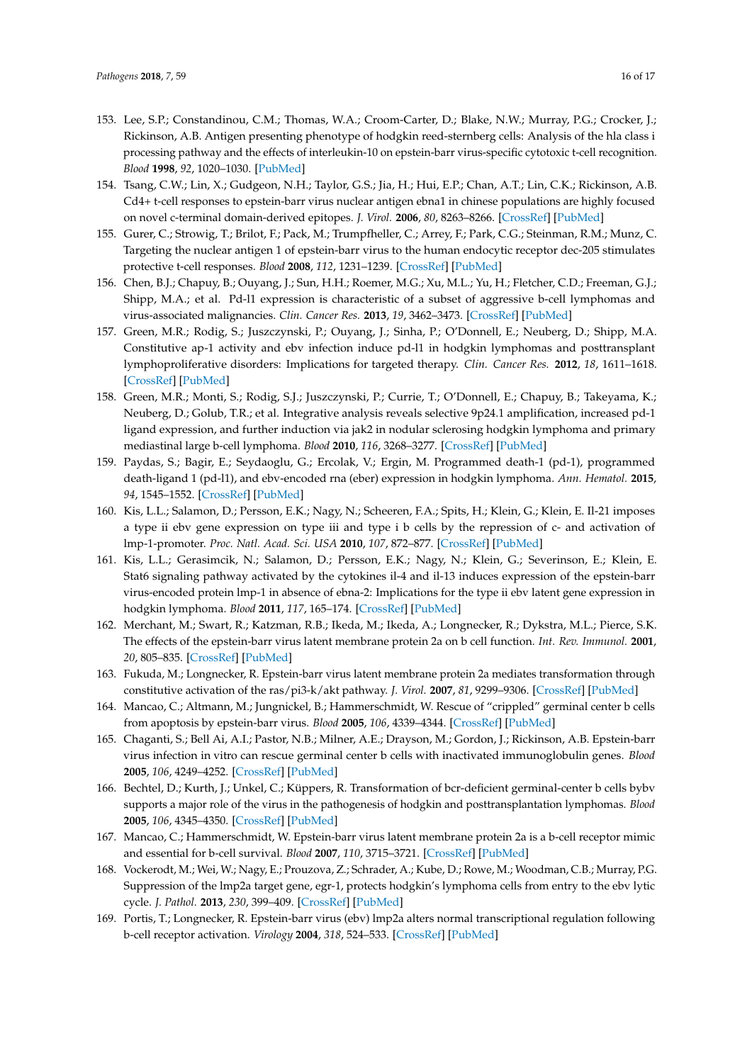153. Lee, S.P.; Constandinou, C.M.; Thomas, W.A.; Croom-Carter, D.; Blake, N.W.; Murray, P.G.; Crocker, J.; Rickinson, A.B. Antigen presenting phenotype of hodgkin reed-sternberg cells: Analysis of the hla class i processing pathway and the effects of interleukin-10 on epstein-barr virus-specific cytotoxic t-cell recognition. *Blood* **1998**, *92*, 1020–1030. [PubMed]
154. Tsang, C.W.; Lin, X.; Gudgeon, N.H.; Taylor, G.S.; Jia, H.; Hui, E.P.; Chan, A.T.; Lin, C.K.; Rickinson, A.B. Cd4+ t-cell responses to epstein-barr virus nuclear antigen ebna1 in chinese populations are highly focused on novel c-terminal domain-derived epitopes. *J. Virol.* **2006**, *80*, 8263–8266. [CrossRef] [PubMed]
155. Gurer, C.; Strowig, T.; Brilot, F.; Pack, M.; Trumpfheller, C.; Arrey, F.; Park, C.G.; Steinman, R.M.; Munz, C. Targeting the nuclear antigen 1 of epstein-barr virus to the human endocytic receptor dec-205 stimulates protective t-cell responses. *Blood* **2008**, *112*, 1231–1239. [CrossRef] [PubMed]
156. Chen, B.J.; Chapuy, B.; Ouyang, J.; Sun, H.H.; Roemer, M.G.; Xu, M.L.; Yu, H.; Fletcher, C.D.; Freeman, G.J.; Shipp, M.A.; et al. Pd-l1 expression is characteristic of a subset of aggressive b-cell lymphomas and virus-associated malignancies. *Clin. Cancer Res.* **2013**, *19*, 3462–3473. [CrossRef] [PubMed]
157. Green, M.R.; Rodig, S.; Juszczynski, P.; Ouyang, J.; Sinha, P.; O'Donnell, E.; Neuberg, D.; Shipp, M.A. Constitutive ap-1 activity and ebv infection induce pd-l1 in hodgkin lymphomas and posttransplant lymphoproliferative disorders: Implications for targeted therapy. *Clin. Cancer Res.* **2012**, *18*, 1611–1618. [CrossRef] [PubMed]
158. Green, M.R.; Monti, S.; Rodig, S.J.; Juszczynski, P.; Currie, T.; O'Donnell, E.; Chapuy, B.; Takeyama, K.; Neuberg, D.; Golub, T.R.; et al. Integrative analysis reveals selective 9p24.1 amplification, increased pd-1 ligand expression, and further induction via jak2 in nodular sclerosing hodgkin lymphoma and primary mediastinal large b-cell lymphoma. *Blood* **2010**, *116*, 3268–3277. [CrossRef] [PubMed]
159. Paydas, S.; Bagir, E.; Seydaoglu, G.; Ercolak, V.; Ergin, M. Programmed death-1 (pd-1), programmed death-ligand 1 (pd-l1), and ebv-encoded rna (eber) expression in hodgkin lymphoma. *Ann. Hematol.* **2015**, *94*, 1545–1552. [CrossRef] [PubMed]
160. Kis, L.L.; Salamon, D.; Persson, E.K.; Nagy, N.; Scheeren, F.A.; Spits, H.; Klein, G.; Klein, E. Il-21 imposes a type ii ebv gene expression on type iii and type i b cells by the repression of c- and activation of lmp-1-promoter. *Proc. Natl. Acad. Sci. USA* **2010**, *107*, 872–877. [CrossRef] [PubMed]
161. Kis, L.L.; Gerasimcik, N.; Salamon, D.; Persson, E.K.; Nagy, N.; Klein, G.; Severinson, E.; Klein, E. Stat6 signaling pathway activated by the cytokines il-4 and il-13 induces expression of the epstein-barr virus-encoded protein lmp-1 in absence of ebna-2: Implications for the type ii ebv latent gene expression in hodgkin lymphoma. *Blood* **2011**, *117*, 165–174. [CrossRef] [PubMed]
162. Merchant, M.; Swart, R.; Katzman, R.B.; Ikeda, M.; Ikeda, A.; Longnecker, R.; Dykstra, M.L.; Pierce, S.K. The effects of the epstein-barr virus latent membrane protein 2a on b cell function. *Int. Rev. Immunol.* **2001**, *20*, 805–835. [CrossRef] [PubMed]
163. Fukuda, M.; Longnecker, R. Epstein-barr virus latent membrane protein 2a mediates transformation through constitutive activation of the ras/pi3-k/akt pathway. *J. Virol.* **2007**, *81*, 9299–9306. [CrossRef] [PubMed]
164. Mancao, C.; Altmann, M.; Jungnickel, B.; Hammerschmidt, W. Rescue of "crippled" germinal center b cells from apoptosis by epstein-barr virus. *Blood* **2005**, *106*, 4339–4344. [CrossRef] [PubMed]
165. Chaganti, S.; Bell Ai, A.I.; Pastor, N.B.; Milner, A.E.; Drayson, M.; Gordon, J.; Rickinson, A.B. Epstein-barr virus infection in vitro can rescue germinal center b cells with inactivated immunoglobulin genes. *Blood* **2005**, *106*, 4249–4252. [CrossRef] [PubMed]
166. Bechtel, D.; Kurth, J.; Unkel, C.; Küppers, R. Transformation of bcr-deficient germinal-center b cells bybv supports a major role of the virus in the pathogenesis of hodgkin and posttransplantation lymphomas. *Blood* **2005**, *106*, 4345–4350. [CrossRef] [PubMed]
167. Mancao, C.; Hammerschmidt, W. Epstein-barr virus latent membrane protein 2a is a b-cell receptor mimic and essential for b-cell survival. *Blood* **2007**, *110*, 3715–3721. [CrossRef] [PubMed]
168. Vockerodt, M.; Wei, W.; Nagy, E.; Prouzova, Z.; Schrader, A.; Kube, D.; Rowe, M.; Woodman, C.B.; Murray, P.G. Suppression of the lmp2a target gene, egr-1, protects hodgkin's lymphoma cells from entry to the ebv lytic cycle. *J. Pathol.* **2013**, *230*, 399–409. [CrossRef] [PubMed]
169. Portis, T.; Longnecker, R. Epstein-barr virus (ebv) lmp2a alters normal transcriptional regulation following b-cell receptor activation. *Virology* **2004**, *318*, 524–533. [CrossRef] [PubMed]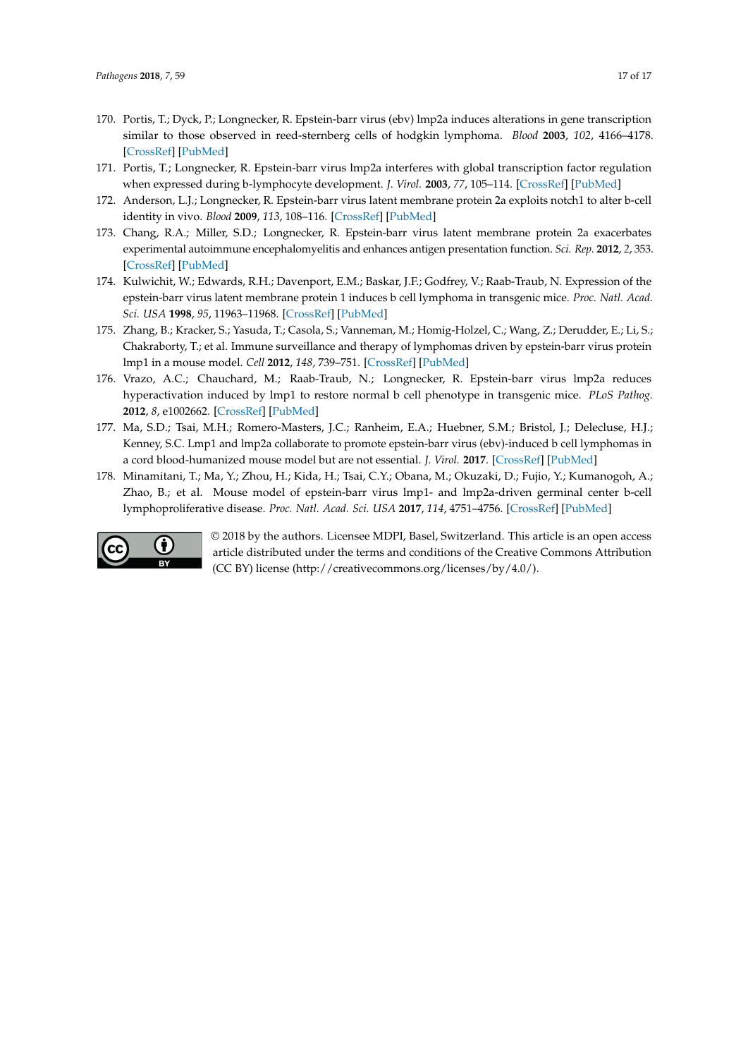170. Portis, T.; Dyck, P.; Longnecker, R. Epstein-barr virus (ebv) lmp2a induces alterations in gene transcription similar to those observed in reed-sternberg cells of hodgkin lymphoma. *Blood* **2003**, *102*, 4166–4178. [CrossRef] [PubMed]
171. Portis, T.; Longnecker, R. Epstein-barr virus lmp2a interferes with global transcription factor regulation when expressed during b-lymphocyte development. *J. Virol.* **2003**, *77*, 105–114. [CrossRef] [PubMed]
172. Anderson, L.J.; Longnecker, R. Epstein-barr virus latent membrane protein 2a exploits notch1 to alter b-cell identity in vivo. *Blood* **2009**, *113*, 108–116. [CrossRef] [PubMed]
173. Chang, R.A.; Miller, S.D.; Longnecker, R. Epstein-barr virus latent membrane protein 2a exacerbates experimental autoimmune encephalomyelitis and enhances antigen presentation function. *Sci. Rep.* **2012**, *2*, 353. [CrossRef] [PubMed]
174. Kulwichit, W.; Edwards, R.H.; Davenport, E.M.; Baskar, J.F.; Godfrey, V.; Raab-Traub, N. Expression of the epstein-barr virus latent membrane protein 1 induces b cell lymphoma in transgenic mice. *Proc. Natl. Acad. Sci. USA* **1998**, *95*, 11963–11968. [CrossRef] [PubMed]
175. Zhang, B.; Kracker, S.; Yasuda, T.; Casola, S.; Vanneman, M.; Homig-Holzel, C.; Wang, Z.; Derudder, E.; Li, S.; Chakraborty, T.; et al. Immune surveillance and therapy of lymphomas driven by epstein-barr virus protein lmp1 in a mouse model. *Cell* **2012**, *148*, 739–751. [CrossRef] [PubMed]
176. Vrazo, A.C.; Chauchard, M.; Raab-Traub, N.; Longnecker, R. Epstein-barr virus lmp2a reduces hyperactivation induced by lmp1 to restore normal b cell phenotype in transgenic mice. *PLoS Pathog.* **2012**, *8*, e1002662. [CrossRef] [PubMed]
177. Ma, S.D.; Tsai, M.H.; Romero-Masters, J.C.; Ranheim, E.A.; Huebner, S.M.; Bristol, J.; Delecluse, H.J.; Kenney, S.C. Lmp1 and lmp2a collaborate to promote epstein-barr virus (ebv)-induced b cell lymphomas in a cord blood-humanized mouse model but are not essential. *J. Virol.* **2017**. [CrossRef] [PubMed]
178. Minamitani, T.; Ma, Y.; Zhou, H.; Kida, H.; Tsai, C.Y.; Obana, M.; Okuzaki, D.; Fujio, Y.; Kumanogoh, A.; Zhao, B.; et al. Mouse model of epstein-barr virus lmp1- and lmp2a-driven germinal center b-cell lymphoproliferative disease. *Proc. Natl. Acad. Sci. USA* **2017**, *114*, 4751–4756. [CrossRef] [PubMed]

© 2018 by the authors. Licensee MDPI, Basel, Switzerland. This article is an open access article distributed under the terms and conditions of the Creative Commons Attribution (CC BY) license (http://creativecommons.org/licenses/by/4.0/).